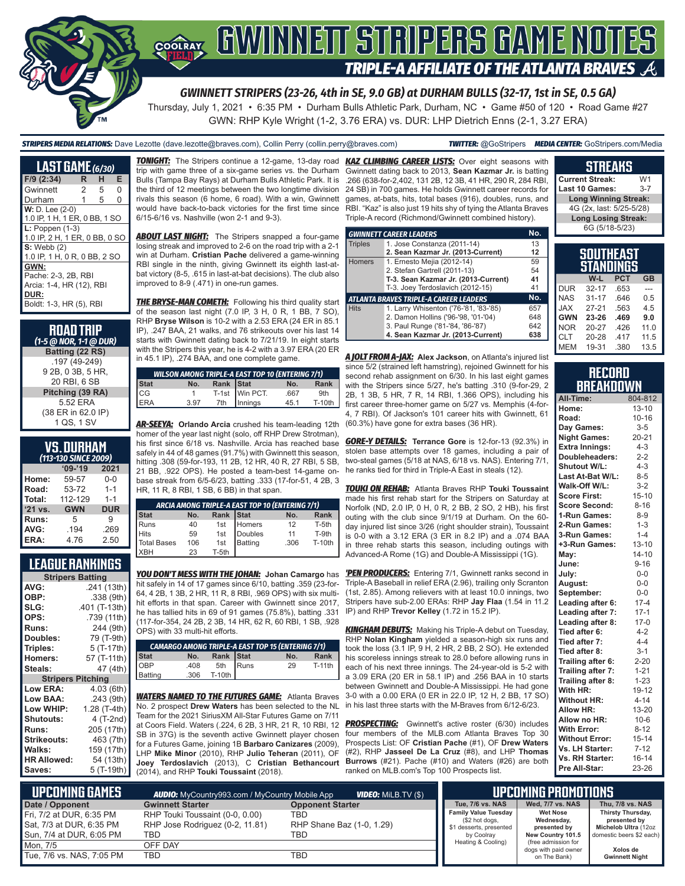# GWINNETT STRIPERS GAME NOTES

## TRIPLE-A AFFILIATE OF THE ATLANTA BRAVES

### GWINNETT STRIPERS (23-26, 4th in SE, 9.0 GB) at DURHAM BULLS (32-17, 1st in SE, 0.5 GA)

Thursday, July 1, 2021 • 6:35 PM • Durham Bulls Athletic Park, Durham, NC • Game #50 of 120 • Road Game #27

GWN: RHP Kyle Wright (1-2, 3.76 ERA) vs. DUR: LHP Dietrich Enns (2-1, 3.27 ERA)

**STRIPERS MEDIA RELATIONS:** Dave Lezotte (dave.lezotte@braves.com), Collin Perry (collin.perry@braves.com) **TWITTER:** @GoStripers **MEDIA CENTER:** GoStripers.com/Media

## LAST GAME (6/30)

| F/9 (2:34) | R | H | E |
|---|---|---|---|
| Gwinnett | 2 | 5 | 0 |
| Durham | 1 | 5 | 0 |

**W:** D. Lee (2-0)
1.0 IP, 1 H, 1 ER, 0 BB, 1 SO

**L:** Poppen (1-3)
1.0 IP, 2 H, 1 ER, 0 BB, 0 SO

**S:** Webb (2)
1.0 IP, 1 H, 0 R, 0 BB, 2 SO

**GWN:**
Pache: 2-3, 2B, RBI
Arcia: 1-4, HR (12), RBI

**DUR:**
Boldt: 1-3, HR (5), RBI

## ROAD TRIP
*(1-5 @ NOR, 1-1 @ DUR)*

**Batting (22 RS)**
.197 (49-249)
9 2B, 0 3B, 5 HR,
20 RBI, 6 SB

**Pitching (39 RA)**
5.52 ERA
(38 ER in 62.0 IP)
1 QS, 1 SV

## VS. DURHAM
*(113-130 SINCE 2009)*

| | '09-'19 | 2021 |
|---|---|---|
| Home: | 59-57 | 0-0 |
| Road: | 53-72 | 1-1 |
| Total: | 112-129 | 1-1 |
| '21 vs. | GWN | DUR |
| Runs: | 5 | 9 |
| AVG: | .194 | .269 |
| ERA: | 4.76 | 2.50 |

## LEAGUE RANKINGS

| Stripers Batting | |
|---|---|
| AVG: | .241 (13th) |
| OBP: | .338 (9th) |
| SLG: | .401 (T-13th) |
| OPS: | .739 (11th) |
| Runs: | 244 (9th) |
| Doubles: | 79 (T-9th) |
| Triples: | 5 (T-17th) |
| Homers: | 57 (T-11th) |
| Steals: | 47 (4th) |
| **Stripers Pitching** | |
| Low ERA: | 4.03 (6th) |
| Low BAA: | .243 (9th) |
| Low WHIP: | 1.28 (T-4th) |
| Shutouts: | 4 (T-2nd) |
| Runs: | 205 (17th) |
| Strikeouts: | 463 (7th) |
| Walks: | 159 (17th) |
| HR Allowed: | 54 (13th) |
| Saves: | 5 (T-19th) |

***TONIGHT:*** The Stripers continue a 12-game, 13-day road trip with game three of a six-game series vs. the Durham Bulls (Tampa Bay Rays) at Durham Bulls Athletic Park. It is the third of 12 meetings between the two longtime division rivals this season (6 home, 6 road). With a win, Gwinnett would have back-to-back victories for the first time since 6/15-6/16 vs. Nashville (won 2-1 and 9-3).

***ABOUT LAST NIGHT:*** The Stripers snapped a four-game losing streak and improved to 2-6 on the road trip with a 2-1 win at Durham. **Cristian Pache** delivered a game-winning RBI single in the ninth, giving Gwinnett its eighth last-at-bat victory (8-5, .615 in last-at-bat decisions). The club also improved to 8-9 (.471) in one-run games.

***THE BRYSE-MAN COMETH:*** Following his third quality start of the season last night (7.0 IP, 3 H, 0 R, 1 BB, 7 SO), RHP **Bryse Wilson** is 10-2 with a 2.53 ERA (24 ER in 85.1 IP), .247 BAA, 21 walks, and 76 strikeouts over his last 14 starts with Gwinnett dating back to 7/21/19. In eight starts with the Stripers this year, he is 4-2 with a 3.97 ERA (20 ER in 45.1 IP), .274 BAA, and one complete game.

| WILSON AMONG TRIPLE-A EAST TOP 10 (ENTERING 7/1) | | | | | |
|---|---|---|---|---|---|
| Stat | No. | Rank | Stat | No. | Rank |
| CG | 1 | T-1st | Win PCT. | .667 | 9th |
| ERA | 3.97 | 7th | Innings | 45.1 | T-10th |

***AR-SEEYA:*** **Orlando Arcia** crushed his team-leading 12th homer of the year last night (solo, off RHP Drew Strotman), his first since 6/18 vs. Nashville. Arcia has reached base safely in 44 of 48 games (91.7%) with Gwinnett this season, hitting .308 (59-for-193, 11 2B, 12 HR, 40 R, 27 RBI, 5 SB, 21 BB, .922 OPS). He posted a team-best 14-game on-base streak from 6/5-6/23, batting .333 (17-for-51, 4 2B, 3 HR, 11 R, 8 RBI, 1 SB, 6 BB) in that span.

| ARCIA AMONG TRIPLE-A EAST TOP 10 (ENTERING 7/1) | | | | | |
|---|---|---|---|---|---|
| Stat | No. | Rank | Stat | No. | Rank |
| Runs | 40 | 1st | Homers | 12 | T-5th |
| Hits | 59 | 1st | Doubles | 11 | T-9th |
| Total Bases | 106 | 1st | Batting | .306 | T-10th |
| XBH | 23 | T-5th | | | |

***YOU DON'T MESS WITH THE JOHAN:*** **Johan Camargo** has hit safely in 14 of 17 games since 6/10, batting .359 (23-for-64, 4 2B, 1 3B, 2 HR, 11 R, 8 RBI, .969 OPS) with six multi-hit efforts in that span. Career with Gwinnett since 2017, he has tallied hits in 69 of 91 games (75.8%), batting .331 (117-for-354, 24 2B, 2 3B, 14 HR, 62 R, 60 RBI, 1 SB, .928 OPS) with 33 multi-hit efforts.

| CAMARGO AMONG TRIPLE-A EAST TOP 15 (ENTERING 7/1) | | | | | |
|---|---|---|---|---|---|
| Stat | No. | Rank | Stat | No. | Rank |
| OBP | .408 | 5th | Runs | 29 | T-11th |
| Batting | .306 | T-10th | | | |

***WATERS NAMED TO THE FUTURES GAME:*** Atlanta Braves No. 2 prospect **Drew Waters** has been selected to the NL Team for the 2021 SiriusXM All-Star Futures Game on 7/11 at Coors Field. Waters (.224, 6 2B, 3 HR, 21 R, 10 RBI, 12 SB in 37G) is the seventh active Gwinnett player chosen for a Futures Game, joining 1B **Barbaro Canizares** (2009), LHP **Mike Minor** (2010), RHP **Julio Teheran** (2011), OF **Joey Terdoslavich** (2013), C **Cristian Bethancourt** (2014), and RHP **Touki Toussaint** (2018).

***KAZ CLIMBING CAREER LISTS:*** Over eight seasons with Gwinnett dating back to 2013, **Sean Kazmar Jr.** is batting .266 (638-for-2,402, 131 2B, 12 3B, 41 HR, 290 R, 284 RBI, 24 SB) in 700 games. He holds Gwinnett career records for games, at-bats, hits, total bases (916), doubles, runs, and RBI. "Kaz" is also just 19 hits shy of tying the Atlanta Braves Triple-A record (Richmond/Gwinnett combined history).

| GWINNETT CAREER LEADERS | | No. |
|---|---|---|
| Triples | 1. Jose Constanza (2011-14) | 13 |
| | **2. Sean Kazmar Jr. (2013-Current)** | **12** |
| Homers | 1. Ernesto Mejia (2012-14) | 59 |
| | 2. Stefan Gartrell (2011-13) | 54 |
| | **T-3. Sean Kazmar Jr. (2013-Current)** | **41** |
| | T-3. Joey Terdoslavich (2012-15) | 41 |
| **ATLANTA BRAVES TRIPLE-A CAREER LEADERS** | | **No.** |
| Hits | 1. Larry Whisenton ('76-'81, '83-'85) | 657 |
| | 2. Damon Hollins ('96-'98, '01-'04) | 648 |
| | 3. Paul Runge ('81-'84, '86-'87) | 642 |
| | **4. Sean Kazmar Jr. (2013-Current)** | **638** |

***A JOLT FROM A-JAX:*** **Alex Jackson**, on Atlanta's injured list since 5/2 (strained left hamstring), rejoined Gwinnett for his second rehab assignment on 6/30. In his last eight games with the Stripers since 5/27, he's batting .310 (9-for-29, 2 2B, 1 3B, 5 HR, 7 R, 14 RBI, 1.366 OPS), including his first career three-homer game on 5/27 vs. Memphis (4-for-4, 7 RBI). Of Jackson's 101 career hits with Gwinnett, 61 (60.3%) have gone for extra bases (36 HR).

***GORE-Y DETAILS:*** **Terrance Gore** is 12-for-13 (92.3%) in stolen base attempts over 18 games, including a pair of two-steal games (5/18 at NAS, 6/18 vs. NAS). Entering 7/1, he ranks tied for third in Triple-A East in steals (12).

***TOUKI ON REHAB:*** Atlanta Braves RHP **Touki Toussaint** made his first rehab start for the Stripers on Saturday at Norfolk (ND, 2.0 IP, 0 H, 0 R, 2 BB, 2 SO, 2 HB), his first outing with the club since 9/1/19 at Durham. On the 60-day injured list since 3/26 (right shoulder strain), Toussaint is 0-0 with a 3.12 ERA (3 ER in 8.2 IP) and a .074 BAA in three rehab starts this season, including outings with Advanced-A Rome (1G) and Double-A Mississippi (1G).

***'PEN PRODUCERS:*** Entering 7/1, Gwinnett ranks second in Triple-A Baseball in relief ERA (2.96), trailing only Scranton (1st, 2.85). Among relievers with at least 10.0 innings, two Stripers have sub-2.00 ERAs: RHP **Jay Flaa** (1.54 in 11.2 IP) and RHP **Trevor Kelley** (1.72 in 15.2 IP).

***KINGHAM DEBUTS:*** Making his Triple-A debut on Tuesday, RHP **Nolan Kingham** yielded a season-high six runs and took the loss (3.1 IP, 9 H, 2 HR, 2 BB, 2 SO). He extended his scoreless innings streak to 28.0 before allowing runs in each of his next three innings. The 24-year-old is 5-2 with a 3.09 ERA (20 ER in 58.1 IP) and .256 BAA in 10 starts between Gwinnett and Double-A Mississippi. He had gone 3-0 with a 0.00 ERA (0 ER in 22.0 IP, 12 H, 2 BB, 17 SO) in his last three starts with the M-Braves from 6/12-6/23.

***PROSPECTING:*** Gwinnett's active roster (6/30) includes four members of the MLB.com Atlanta Braves Top 30 Prospects list: OF **Cristian Pache** (#1), OF **Drew Waters** (#2), RHP **Jasseel De La Cruz** (#8), and LHP **Thomas Burrows** (#21). Pache (#10) and Waters (#26) are both ranked on MLB.com's Top 100 Prospects list.

## STREAKS

| | |
|---|---|
| Current Streak: | W1 |
| Last 10 Games: | 3-7 |
| **Long Winning Streak:** | |
| 4G (2x, last: 5/25-5/28) | |
| **Long Losing Streak:** | |
| 6G (5/18-5/23) | |

## SOUTHEAST STANDINGS

| | W-L | PCT | GB |
|---|---|---|---|
| DUR | 32-17 | .653 | --- |
| NAS | 31-17 | .646 | 0.5 |
| JAX | 27-21 | .563 | 4.5 |
| **GWN** | **23-26** | **.469** | **9.0** |
| NOR | 20-27 | .426 | 11.0 |
| CLT | 20-28 | .417 | 11.5 |
| MEM | 19-31 | .380 | 13.5 |

## RECORD BREAKDOWN

| | |
|---|---|
| All-Time: | 804-812 |
| Home: | 13-10 |
| Road: | 10-16 |
| Day Games: | 3-5 |
| Night Games: | 20-21 |
| Extra Innings: | 4-3 |
| Doubleheaders: | 2-2 |
| Shutout W/L: | 4-3 |
| Last At-Bat W/L: | 8-5 |
| Walk-Off W/L: | 3-2 |
| Score First: | 15-10 |
| Score Second: | 8-16 |
| 1-Run Games: | 8-9 |
| 2-Run Games: | 1-3 |
| 3-Run Games: | 1-4 |
| +3-Run Games: | 13-10 |
| May: | 14-10 |
| June: | 9-16 |
| July: | 0-0 |
| August: | 0-0 |
| September: | 0-0 |
| Leading after 6: | 17-4 |
| Leading after 7: | 17-1 |
| Leading after 8: | 17-0 |
| Tied after 6: | 4-2 |
| Tied after 7: | 4-4 |
| Tied after 8: | 3-1 |
| Trailing after 6: | 2-20 |
| Trailing after 7: | 1-21 |
| Trailing after 8: | 1-23 |
| With HR: | 19-12 |
| Without HR: | 4-14 |
| Allow HR: | 13-20 |
| Allow no HR: | 10-6 |
| With Error: | 8-12 |
| Without Error: | 15-14 |
| Vs. LH Starter: | 7-12 |
| Vs. RH Starter: | 16-14 |
| Pre All-Star: | 23-26 |

## UPCOMING GAMES

**AUDIO:** MyCountry993.com / MyCountry Mobile App **VIDEO:** MiLB.TV ($)

| Date / Opponent | Gwinnett Starter | Opponent Starter |
|---|---|---|
| Fri, 7/2 at DUR, 6:35 PM | RHP Touki Toussaint (0-0, 0.00) | TBD |
| Sat, 7/3 at DUR, 6:35 PM | RHP Jose Rodriguez (0-2, 11.81) | RHP Shane Baz (1-0, 1.29) |
| Sun, 7/4 at DUR, 6:05 PM | TBD | TBD |
| Mon, 7/5 | OFF DAY | |
| Tue, 7/6 vs. NAS, 7:05 PM | TBD | TBD |

## UPCOMING PROMOTIONS

| Tue, 7/6 vs. NAS | Wed, 7/7 vs. NAS | Thu, 7/8 vs. NAS |
|---|---|---|
| **Family Value Tuesday** ($2 hot dogs, $1 desserts, presented by Coolray Heating & Cooling) | **Wet Nose Wednesday, presented by New Country 101.5** (free admission for dogs with paid owner on The Bank) | **Thirsty Thursday, presented by Michelob Ultra** (12oz domestic beers $2 each)<br><br>**Xolos de Gwinnett Night** |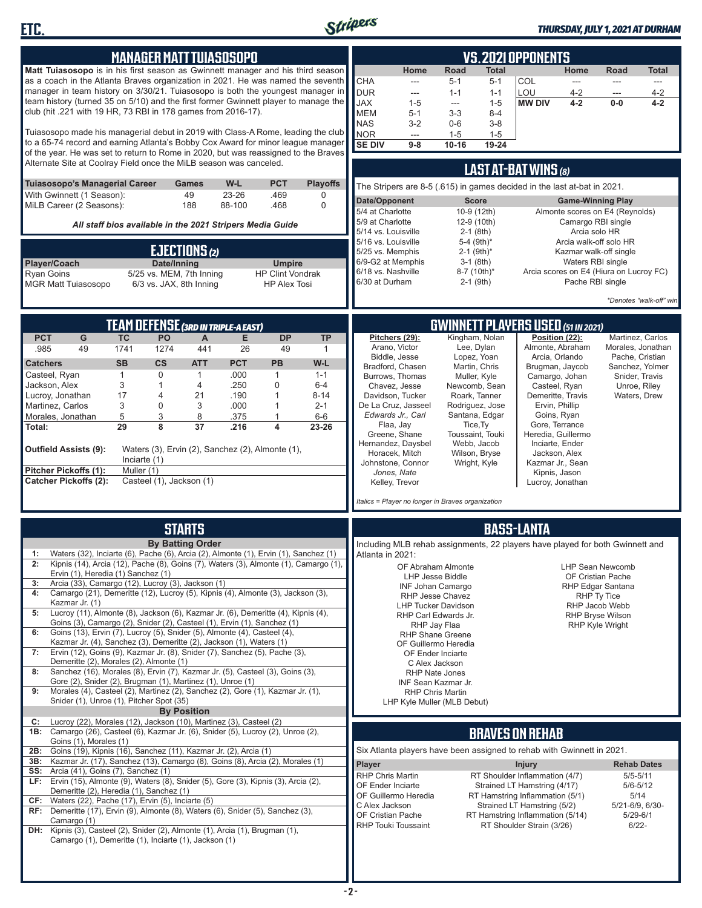ETC.

THURSDAY, JULY 1, 2021 AT DURHAM

## MANAGER MATT TUIASOSOPO

**Matt Tuiasosopo** is in his first season as Gwinnett manager and his third season as a coach in the Atlanta Braves organization in 2021. He was named the seventh manager in team history on 3/30/21. Tuiasosopo is both the youngest manager in team history (turned 35 on 5/10) and the first former Gwinnett player to manage the club (hit .221 with 19 HR, 73 RBI in 178 games from 2016-17).

Tuiasosopo made his managerial debut in 2019 with Class-A Rome, leading the club to a 65-74 record and earning Atlanta's Bobby Cox Award for minor league manager of the year. He was set to return to Rome in 2020, but was reassigned to the Braves Alternate Site at Coolray Field once the MiLB season was canceled.

| Tuiasosopo's Managerial Career | Games | W-L | PCT | Playoffs |
|---|---|---|---|---|
| With Gwinnett (1 Season): | 49 | 23-26 | .469 | 0 |
| MiLB Career (2 Seasons): | 188 | 88-100 | .468 | 0 |

*All staff bios available in the 2021 Stripers Media Guide*

## EJECTIONS (2)

| Player/Coach | Date/Inning | Umpire |
|---|---|---|
| Ryan Goins | 5/25 vs. MEM, 7th Inning | HP Clint Vondrak |
| MGR Matt Tuiasosopo | 6/3 vs. JAX, 8th Inning | HP Alex Tosi |

## VS. 2021 OPPONENTS

| | Home | Road | Total | | Home | Road | Total |
|---|---|---|---|---|---|---|---|
| CHA | --- | 5-1 | 5-1 | COL | --- | --- | --- |
| DUR | --- | 1-1 | 1-1 | LOU | 4-2 | --- | 4-2 |
| JAX | 1-5 | --- | 1-5 | **MW DIV** | **4-2** | **0-0** | **4-2** |
| MEM | 5-1 | 3-3 | 8-4 | | | | |
| NAS | 3-2 | 0-6 | 3-8 | | | | |
| NOR | --- | 1-5 | 1-5 | | | | |
| **SE DIV** | **9-8** | **10-16** | **19-24** | | | | |

## LAST AT-BAT WINS (8)

The Stripers are 8-5 (.615) in games decided in the last at-bat in 2021.

| Date/Opponent | Score | Game-Winning Play |
|---|---|---|
| 5/4 at Charlotte | 10-9 (12th) | Almonte scores on E4 (Reynolds) |
| 5/9 at Charlotte | 12-9 (10th) | Camargo RBI single |
| 5/14 vs. Louisville | 2-1 (8th) | Arcia solo HR |
| 5/16 vs. Louisville | 5-4 (9th)* | Arcia walk-off solo HR |
| 5/25 vs. Memphis | 2-1 (9th)* | Kazmar walk-off single |
| 6/9-G2 at Memphis | 3-1 (8th) | Waters RBI single |
| 6/18 vs. Nashville | 8-7 (10th)* | Arcia scores on E4 (Hiura on Lucroy FC) |
| 6/30 at Durham | 2-1 (9th) | Pache RBI single |

*\*Denotes "walk-off" win*

## TEAM DEFENSE (3RD IN TRIPLE-A EAST)

| PCT | G | TC | PO | A | E | DP | TP |
|---|---|---|---|---|---|---|---|
| .985 | 49 | 1741 | 1274 | 441 | 26 | 49 | 1 |

| Catchers | SB | CS | ATT | PCT | PB | W-L |
|---|---|---|---|---|---|---|
| Casteel, Ryan | 1 | 0 | 1 | .000 | 1 | 1-1 |
| Jackson, Alex | 3 | 1 | 4 | .250 | 0 | 6-4 |
| Lucroy, Jonathan | 17 | 4 | 21 | .190 | 1 | 8-14 |
| Martinez, Carlos | 3 | 0 | 3 | .000 | 1 | 2-1 |
| Morales, Jonathan | 5 | 3 | 8 | .375 | 1 | 6-6 |
| **Total:** | **29** | **8** | **37** | **.216** | **4** | **23-26** |

**Outfield Assists (9):** Waters (3), Ervin (2), Sanchez (2), Almonte (1), Inciarte (1)

**Pitcher Pickoffs (1):** Muller (1)

**Catcher Pickoffs (2):** Casteel (1), Jackson (1)

## GWINNETT PLAYERS USED (51 IN 2021)

**Pitchers (29):** Arano, Victor; Biddle, Jesse; Bradford, Chasen; Burrows, Thomas; Chavez, Jesse; Davidson, Tucker; De La Cruz, Jasseel; *Edwards Jr., Carl*; Flaa, Jay; Greene, Shane; Hernandez, Daysbel; Horacek, Mitch; Johnstone, Connor; *Jones, Nate*; Kelley, Trevor; Kingham, Nolan; Lee, Dylan; Lopez, Yoan; Martin, Chris; Muller, Kyle; Newcomb, Sean; Roark, Tanner; Rodriguez, Jose; Santana, Edgar; Tice, Ty; Toussaint, Touki; Webb, Jacob; Wilson, Bryse; Wright, Kyle

**Position (22):** Almonte, Abraham; Arcia, Orlando; Brugman, Jaycob; Camargo, Johan; Casteel, Ryan; Demeritte, Travis; Ervin, Phillip; Goins, Ryan; Gore, Terrance; Heredia, Guillermo; Inciarte, Ender; Jackson, Alex; Kazmar Jr., Sean; Kipnis, Jason; Lucroy, Jonathan; Martinez, Carlos; Morales, Jonathan; Pache, Cristian; Sanchez, Yolmer; Snider, Travis; Unroe, Riley; Waters, Drew

*Italics = Player no longer in Braves organization*

## STARTS

**By Batting Order**

| | |
|---|---|
| 1: | Waters (32), Inciarte (6), Pache (6), Arcia (2), Almonte (1), Ervin (1), Sanchez (1) |
| 2: | Kipnis (14), Arcia (12), Pache (8), Goins (7), Waters (3), Almonte (1), Camargo (1), Ervin (1), Heredia (1) Sanchez (1) |
| 3: | Arcia (33), Camargo (12), Lucroy (3), Jackson (1) |
| 4: | Camargo (21), Demeritte (12), Lucroy (5), Kipnis (4), Almonte (3), Jackson (3), Kazmar Jr. (1) |
| 5: | Lucroy (11), Almonte (8), Jackson (6), Kazmar Jr. (6), Demeritte (4), Kipnis (4), Goins (3), Camargo (2), Snider (2), Casteel (1), Ervin (1), Sanchez (1) |
| 6: | Goins (13), Ervin (7), Lucroy (5), Snider (5), Almonte (4), Casteel (4), Kazmar Jr. (4), Sanchez (3), Demeritte (2), Jackson (1), Waters (1) |
| 7: | Ervin (12), Goins (9), Kazmar Jr. (8), Snider (7), Sanchez (5), Pache (3), Demeritte (2), Morales (2), Almonte (1) |
| 8: | Sanchez (16), Morales (8), Ervin (7), Kazmar Jr. (5), Casteel (3), Goins (3), Gore (2), Snider (2), Brugman (1), Martinez (1), Unroe (1) |
| 9: | Morales (4), Casteel (2), Martinez (2), Sanchez (2), Gore (1), Kazmar Jr. (1), Snider (1), Unroe (1), Pitcher Spot (35) |

**By Position**

| | |
|---|---|
| C: | Lucroy (22), Morales (12), Jackson (10), Martinez (3), Casteel (2) |
| 1B: | Camargo (26), Casteel (6), Kazmar Jr. (6), Snider (5), Lucroy (2), Unroe (2), Goins (1), Morales (1) |
| 2B: | Goins (19), Kipnis (16), Sanchez (11), Kazmar Jr. (2), Arcia (1) |
| 3B: | Kazmar Jr. (17), Sanchez (13), Camargo (8), Goins (8), Arcia (2), Morales (1) |
| SS: | Arcia (41), Goins (7), Sanchez (1) |
| LF: | Ervin (15), Almonte (9), Waters (8), Snider (5), Gore (3), Kipnis (3), Arcia (2), Demeritte (2), Heredia (1), Sanchez (1) |
| CF: | Waters (22), Pache (17), Ervin (5), Inciarte (5) |
| RF: | Demeritte (17), Ervin (9), Almonte (8), Waters (6), Snider (5), Sanchez (3), Camargo (1) |
| DH: | Kipnis (3), Casteel (2), Snider (2), Almonte (1), Arcia (1), Brugman (1), Camargo (1), Demeritte (1), Inciarte (1), Jackson (1) |

## BASS-LANTA

Including MLB rehab assignments, 22 players have played for both Gwinnett and Atlanta in 2021:

- OF Abraham Almonte
- LHP Jesse Biddle
- INF Johan Camargo
- RHP Jesse Chavez
- LHP Tucker Davidson
- RHP Carl Edwards Jr.
- RHP Jay Flaa
- RHP Shane Greene
- OF Guillermo Heredia
- OF Ender Inciarte
- C Alex Jackson
- RHP Nate Jones
- INF Sean Kazmar Jr.
- RHP Chris Martin
- LHP Kyle Muller (MLB Debut)
- LHP Sean Newcomb
- OF Cristian Pache
- RHP Edgar Santana
- RHP Ty Tice
- RHP Jacob Webb
- RHP Bryse Wilson
- RHP Kyle Wright

## BRAVES ON REHAB

Six Atlanta players have been assigned to rehab with Gwinnett in 2021.

| Player | Injury | Rehab Dates |
|---|---|---|
| RHP Chris Martin | RT Shoulder Inflammation (4/7) | 5/5-5/11 |
| OF Ender Inciarte | Strained LT Hamstring (4/17) | 5/6-5/12 |
| OF Guillermo Heredia | RT Hamstring Inflammation (5/1) | 5/14 |
| C Alex Jackson | Strained LT Hamstring (5/2) | 5/21-6/9, 6/30- |
| OF Cristian Pache | RT Hamstring Inflammation (5/14) | 5/29-6/1 |
| RHP Touki Toussaint | RT Shoulder Strain (3/26) | 6/22- |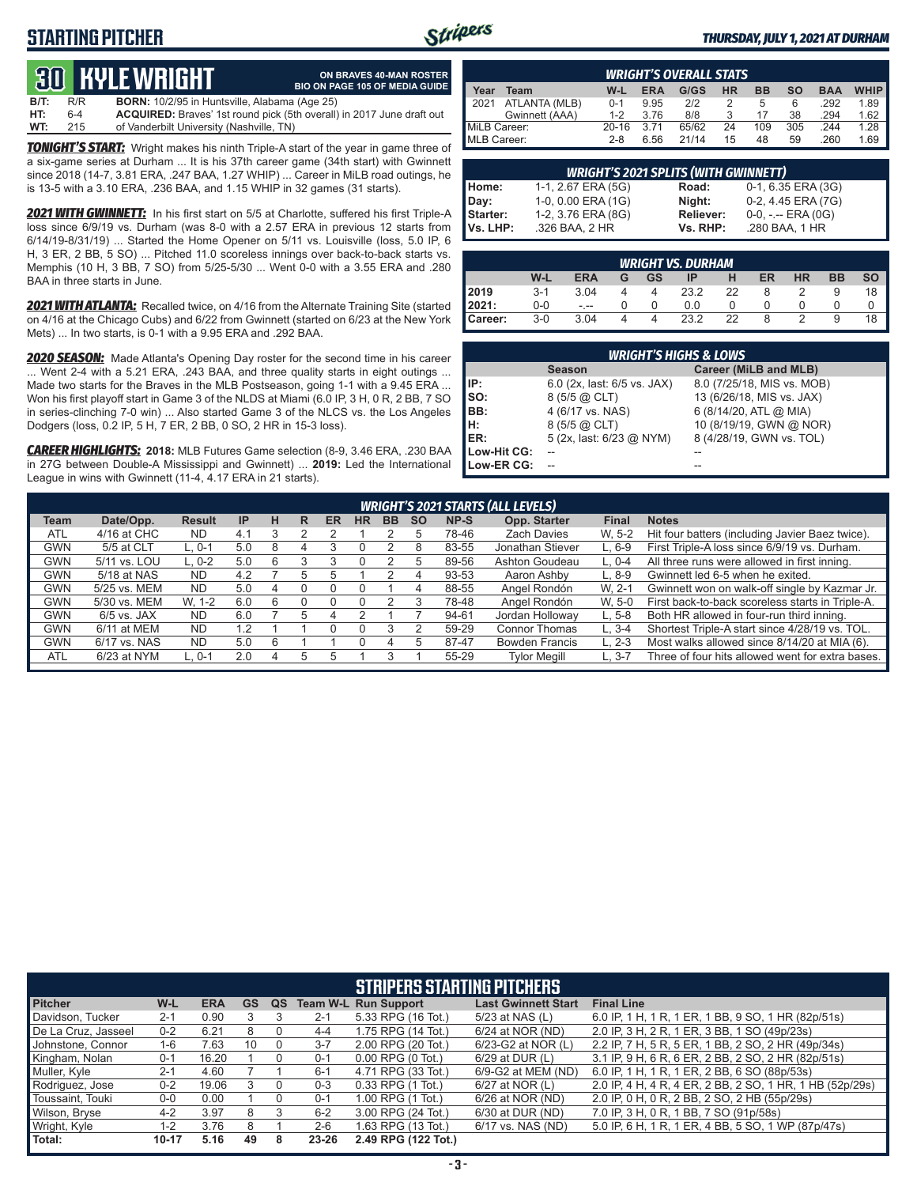# STARTING PITCHER

**THURSDAY, JULY 1, 2021 AT DURHAM**

## 30 KYLE WRIGHT

**ON BRAVES 40-MAN ROSTER**
**BIO ON PAGE 105 OF MEDIA GUIDE**

**B/T:** R/R **BORN:** 10/2/95 in Huntsville, Alabama (Age 25)
**HT:** 6-4 **ACQUIRED:** Braves' 1st round pick (5th overall) in 2017 June draft out
**WT:** 215 of Vanderbilt University (Nashville, TN)

***TONIGHT'S START:*** Wright makes his ninth Triple-A start of the year in game three of a six-game series at Durham ... It is his 37th career game (34th start) with Gwinnett since 2018 (14-7, 3.81 ERA, .247 BAA, 1.27 WHIP) ... Career in MiLB road outings, he is 13-5 with a 3.10 ERA, .236 BAA, and 1.15 WHIP in 32 games (31 starts).

***2021 WITH GWINNETT:*** In his first start on 5/5 at Charlotte, suffered his first Triple-A loss since 6/9/19 vs. Durham (was 8-0 with a 2.57 ERA in previous 12 starts from 6/14/19-8/31/19) ... Started the Home Opener on 5/11 vs. Louisville (loss, 5.0 IP, 6 H, 3 ER, 2 BB, 5 SO) ... Pitched 11.0 scoreless innings over back-to-back starts vs. Memphis (10 H, 3 BB, 7 SO) from 5/25-5/30 ... Went 0-0 with a 3.55 ERA and .280 BAA in three starts in June.

***2021 WITH ATLANTA:*** Recalled twice, on 4/16 from the Alternate Training Site (started on 4/16 at the Chicago Cubs) and 6/22 from Gwinnett (started on 6/23 at the New York Mets) ... In two starts, is 0-1 with a 9.95 ERA and .292 BAA.

***2020 SEASON:*** Made Atlanta's Opening Day roster for the second time in his career ... Went 2-4 with a 5.21 ERA, .243 BAA, and three quality starts in eight outings ... Made two starts for the Braves in the MLB Postseason, going 1-1 with a 9.45 ERA ... Won his first playoff start in Game 3 of the NLDS at Miami (6.0 IP, 3 H, 0 R, 2 BB, 7 SO in series-clinching 7-0 win) ... Also started Game 3 of the NLCS vs. the Los Angeles Dodgers (loss, 0.2 IP, 5 H, 7 ER, 2 BB, 0 SO, 2 HR in 15-3 loss).

***CAREER HIGHLIGHTS:*** **2018:** MLB Futures Game selection (8-9, 3.46 ERA, .230 BAA in 27G between Double-A Mississippi and Gwinnett) ... **2019:** Led the International League in wins with Gwinnett (11-4, 4.17 ERA in 21 starts).

### WRIGHT'S OVERALL STATS

| Year | Team | W-L | ERA | G/GS | HR | BB | SO | BAA | WHIP |
|---|---|---|---|---|---|---|---|---|---|
| 2021 | ATLANTA (MLB) | 0-1 | 9.95 | 2/2 | 2 | 5 | 6 | .292 | 1.89 |
| | Gwinnett (AAA) | 1-2 | 3.76 | 8/8 | 3 | 17 | 38 | .294 | 1.62 |
| MiLB Career: | | 20-16 | 3.71 | 65/62 | 24 | 109 | 305 | .244 | 1.28 |
| MLB Career: | | 2-8 | 6.56 | 21/14 | 15 | 48 | 59 | .260 | 1.69 |

### WRIGHT'S 2021 SPLITS (WITH GWINNETT)

| | | | |
|---|---|---|---|
| Home: | 1-1, 2.67 ERA (5G) | Road: | 0-1, 6.35 ERA (3G) |
| Day: | 1-0, 0.00 ERA (1G) | Night: | 0-2, 4.45 ERA (7G) |
| Starter: | 1-2, 3.76 ERA (8G) | Reliever: | 0-0, -.-- ERA (0G) |
| Vs. LHP: | .326 BAA, 2 HR | Vs. RHP: | .280 BAA, 1 HR |

### WRIGHT VS. DURHAM

| | W-L | ERA | G | GS | IP | H | ER | HR | BB | SO |
|---|---|---|---|---|---|---|---|---|---|---|
| 2019 | 3-1 | 3.04 | 4 | 4 | 23.2 | 22 | 8 | 2 | 9 | 18 |
| 2021: | 0-0 | -.-- | 0 | 0 | 0.0 | 0 | 0 | 0 | 0 | 0 |
| Career: | 3-0 | 3.04 | 4 | 4 | 23.2 | 22 | 8 | 2 | 9 | 18 |

### WRIGHT'S HIGHS & LOWS

| | Season | Career (MiLB and MLB) |
|---|---|---|
| IP: | 6.0 (2x, last: 6/5 vs. JAX) | 8.0 (7/25/18, MIS vs. MOB) |
| SO: | 8 (5/5 @ CLT) | 13 (6/26/18, MIS vs. JAX) |
| BB: | 4 (6/17 vs. NAS) | 6 (8/14/20, ATL @ MIA) |
| H: | 8 (5/5 @ CLT) | 10 (8/19/19, GWN @ NOR) |
| ER: | 5 (2x, last: 6/23 @ NYM) | 8 (4/28/19, GWN vs. TOL) |
| Low-Hit CG: | -- | -- |
| Low-ER CG: | -- | -- |

### WRIGHT'S 2021 STARTS (ALL LEVELS)

| Team | Date/Opp. | Result | IP | H | R | ER | HR | BB | SO | NP-S | Opp. Starter | Final | Notes |
|---|---|---|---|---|---|---|---|---|---|---|---|---|---|
| ATL | 4/16 at CHC | ND | 4.1 | 3 | 2 | 2 | 1 | 2 | 5 | 78-46 | Zach Davies | W, 5-2 | Hit four batters (including Javier Baez twice). |
| GWN | 5/5 at CLT | L, 0-1 | 5.0 | 8 | 4 | 3 | 0 | 2 | 8 | 83-55 | Jonathan Stiever | L, 6-9 | First Triple-A loss since 6/9/19 vs. Durham. |
| GWN | 5/11 vs. LOU | L, 0-2 | 5.0 | 6 | 3 | 3 | 0 | 2 | 5 | 89-56 | Ashton Goudeau | L, 0-4 | All three runs were allowed in first inning. |
| GWN | 5/18 at NAS | ND | 4.2 | 7 | 5 | 5 | 1 | 2 | 4 | 93-53 | Aaron Ashby | L, 8-9 | Gwinnett led 6-5 when he exited. |
| GWN | 5/25 vs. MEM | ND | 5.0 | 4 | 0 | 0 | 0 | 1 | 4 | 88-55 | Angel Rondón | W, 2-1 | Gwinnett won on walk-off single by Kazmar Jr. |
| GWN | 5/30 vs. MEM | W, 1-2 | 6.0 | 6 | 0 | 0 | 0 | 2 | 3 | 78-48 | Angel Rondón | W, 5-0 | First back-to-back scoreless starts in Triple-A. |
| GWN | 6/5 vs. JAX | ND | 6.0 | 7 | 5 | 4 | 2 | 1 | 7 | 94-61 | Jordan Holloway | L, 5-8 | Both HR allowed in four-run third inning. |
| GWN | 6/11 at MEM | ND | 1.2 | 1 | 1 | 0 | 0 | 3 | 2 | 59-29 | Connor Thomas | L, 3-4 | Shortest Triple-A start since 4/28/19 vs. TOL. |
| GWN | 6/17 vs. NAS | ND | 5.0 | 6 | 1 | 1 | 0 | 4 | 5 | 87-47 | Bowden Francis | L, 2-3 | Most walks allowed since 8/14/20 at MIA (6). |
| ATL | 6/23 at NYM | L, 0-1 | 2.0 | 4 | 5 | 5 | 1 | 3 | 1 | 55-29 | Tylor Megill | L, 3-7 | Three of four hits allowed went for extra bases. |

### STRIPERS STARTING PITCHERS

| Pitcher | W-L | ERA | GS | QS | Team W-L | Run Support | Last Gwinnett Start | Final Line |
|---|---|---|---|---|---|---|---|---|
| Davidson, Tucker | 2-1 | 0.90 | 3 | 3 | 2-1 | 5.33 RPG (16 Tot.) | 5/23 at NAS (L) | 6.0 IP, 1 H, 1 R, 1 ER, 1 BB, 9 SO, 1 HR (82p/51s) |
| De La Cruz, Jasseel | 0-2 | 6.21 | 8 | 0 | 4-4 | 1.75 RPG (14 Tot.) | 6/24 at NOR (ND) | 2.0 IP, 3 H, 2 R, 1 ER, 3 BB, 1 SO (49p/23s) |
| Johnstone, Connor | 1-6 | 7.63 | 10 | 0 | 3-7 | 2.00 RPG (20 Tot.) | 6/23-G2 at NOR (L) | 2.2 IP, 7 H, 5 R, 5 ER, 1 BB, 2 SO, 2 HR (49p/34s) |
| Kingham, Nolan | 0-1 | 16.20 | 1 | 0 | 0-1 | 0.00 RPG (0 Tot.) | 6/29 at DUR (L) | 3.1 IP, 9 H, 6 R, 6 ER, 2 BB, 2 SO, 2 HR (82p/51s) |
| Muller, Kyle | 2-1 | 4.60 | 7 | 1 | 6-1 | 4.71 RPG (33 Tot.) | 6/9-G2 at MEM (ND) | 6.0 IP, 1 H, 1 R, 1 ER, 2 BB, 6 SO (88p/53s) |
| Rodriguez, Jose | 0-2 | 19.06 | 3 | 0 | 0-3 | 0.33 RPG (1 Tot.) | 6/27 at NOR (L) | 2.0 IP, 4 H, 4 R, 4 ER, 2 BB, 2 SO, 1 HR, 1 HB (52p/29s) |
| Toussaint, Touki | 0-0 | 0.00 | 1 | 0 | 0-1 | 1.00 RPG (1 Tot.) | 6/26 at NOR (ND) | 2.0 IP, 0 H, 0 R, 2 BB, 2 SO, 2 HB (55p/29s) |
| Wilson, Bryse | 4-2 | 3.97 | 8 | 3 | 6-2 | 3.00 RPG (24 Tot.) | 6/30 at DUR (ND) | 7.0 IP, 3 H, 0 R, 1 BB, 7 SO (91p/58s) |
| Wright, Kyle | 1-2 | 3.76 | 8 | 1 | 2-6 | 1.63 RPG (13 Tot.) | 6/17 vs. NAS (ND) | 5.0 IP, 6 H, 1 R, 1 ER, 4 BB, 5 SO, 1 WP (87p/47s) |
| Total: | 10-17 | 5.16 | 49 | 8 | 23-26 | 2.49 RPG (122 Tot.) | | |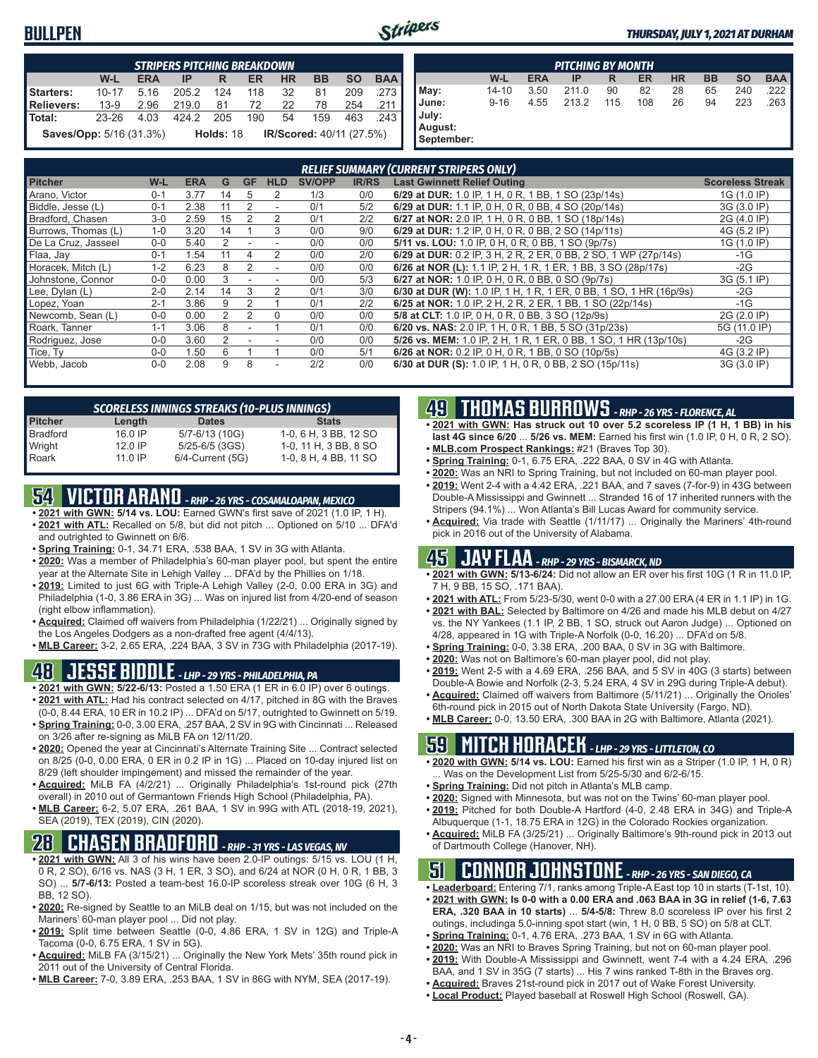# BULLPEN

**THURSDAY, JULY 1, 2021 AT DURHAM**

| STRIPERS PITCHING BREAKDOWN | | | | | | | | | |
|---|---|---|---|---|---|---|---|---|---|
| | W-L | ERA | IP | R | ER | HR | BB | SO | BAA |
| Starters: | 10-17 | 5.16 | 205.2 | 124 | 118 | 32 | 81 | 209 | .273 |
| Relievers: | 13-9 | 2.96 | 219.0 | 81 | 72 | 22 | 78 | 254 | .211 |
| Total: | 23-26 | 4.03 | 424.2 | 205 | 190 | 54 | 159 | 463 | .243 |

**Saves/Opp:** 5/16 (31.3%) **Holds:** 18 **IR/Scored:** 40/11 (27.5%)

| PITCHING BY MONTH | | | | | | | | | |
|---|---|---|---|---|---|---|---|---|---|
| | W-L | ERA | IP | R | ER | HR | BB | SO | BAA |
| May: | 14-10 | 3.50 | 211.0 | 90 | 82 | 28 | 65 | 240 | .222 |
| June: | 9-16 | 4.55 | 213.2 | 115 | 108 | 26 | 94 | 223 | .263 |
| July: | | | | | | | | | |
| August: | | | | | | | | | |
| September: | | | | | | | | | |

## RELIEF SUMMARY (CURRENT STRIPERS ONLY)

| Pitcher | W-L | ERA | G | GF | HLD | SV/OPP | IR/RS | Last Gwinnett Relief Outing | Scoreless Streak |
|---|---|---|---|---|---|---|---|---|---|
| Arano, Victor | 0-1 | 3.77 | 14 | 5 | 2 | 1/3 | 0/0 | 6/29 at DUR: 1.0 IP, 1 H, 0 R, 1 BB, 1 SO (23p/14s) | 1G (1.0 IP) |
| Biddle, Jesse (L) | 0-1 | 2.38 | 11 | 2 | - | 0/1 | 5/2 | 6/29 at DUR: 1.1 IP, 0 H, 0 R, 0 BB, 4 SO (20p/14s) | 3G (3.0 IP) |
| Bradford, Chasen | 3-0 | 2.59 | 15 | 2 | 2 | 0/1 | 2/2 | 6/27 at NOR: 2.0 IP, 1 H, 0 R, 0 BB, 1 SO (18p/14s) | 2G (4.0 IP) |
| Burrows, Thomas (L) | 1-0 | 3.20 | 14 | 1 | 3 | 0/0 | 9/0 | 6/29 at DUR: 1.2 IP, 0 H, 0 R, 0 BB, 2 SO (14p/11s) | 4G (5.2 IP) |
| De La Cruz, Jasseel | 0-0 | 5.40 | 2 | - | - | 0/0 | 0/0 | 5/11 vs. LOU: 1.0 IP, 0 H, 0 R, 0 BB, 1 SO (9p/7s) | 1G (1.0 IP) |
| Flaa, Jay | 0-1 | 1.54 | 11 | 4 | 2 | 0/0 | 2/0 | 6/29 at DUR: 0.2 IP, 3 H, 2 R, 2 ER, 0 BB, 2 SO, 1 WP (27p/14s) | -1G |
| Horacek, Mitch (L) | 1-2 | 6.23 | 8 | 2 | - | 0/0 | 0/0 | 6/26 at NOR (L): 1.1 IP, 2 H, 1 R, 1 ER, 1 BB, 3 SO (28p/17s) | -2G |
| Johnstone, Connor | 0-0 | 0.00 | 3 | - | - | 0/0 | 5/3 | 6/27 at NOR: 1.0 IP, 0 H, 0 R, 0 BB, 0 SO (9p/7s) | 3G (5.1 IP) |
| Lee, Dylan (L) | 2-0 | 2.14 | 14 | 3 | 2 | 0/1 | 3/0 | 6/30 at DUR (W): 1.0 IP, 1 H, 1 R, 1 ER, 0 BB, 1 SO, 1 HR (16p/9s) | -2G |
| Lopez, Yoan | 2-1 | 3.86 | 9 | 2 | 1 | 0/1 | 2/2 | 6/25 at NOR: 1.0 IP, 2 H, 2 R, 2 ER, 1 BB, 1 SO (22p/14s) | -1G |
| Newcomb, Sean (L) | 0-0 | 0.00 | 2 | 2 | 0 | 0/0 | 0/0 | 5/8 at CLT: 1.0 IP, 0 H, 0 R, 0 BB, 3 SO (12p/9s) | 2G (2.0 IP) |
| Roark, Tanner | 1-1 | 3.06 | 8 | - | 1 | 0/1 | 0/0 | 6/20 vs. NAS: 2.0 IP, 1 H, 0 R, 1 BB, 5 SO (31p/23s) | 5G (11.0 IP) |
| Rodriguez, Jose | 0-0 | 3.60 | 2 | - | - | 0/0 | 0/0 | 5/26 vs. MEM: 1.0 IP, 2 H, 1 R, 1 ER, 0 BB, 1 SO, 1 HR (13p/10s) | -2G |
| Tice, Ty | 0-0 | 1.50 | 6 | 1 | 1 | 0/0 | 5/1 | 6/26 at NOR: 0.2 IP, 0 H, 0 R, 1 BB, 0 SO (10p/5s) | 4G (3.2 IP) |
| Webb, Jacob | 0-0 | 2.08 | 9 | 8 | - | 2/2 | 0/0 | 6/30 at DUR (S): 1.0 IP, 1 H, 0 R, 0 BB, 2 SO (15p/11s) | 3G (3.0 IP) |

| SCORELESS INNINGS STREAKS (10-PLUS INNINGS) | | | |
|---|---|---|---|
| Pitcher | Length | Dates | Stats |
| Bradford | 16.0 IP | 5/7-6/13 (10G) | 1-0, 6 H, 3 BB, 12 SO |
| Wright | 12.0 IP | 5/25-6/5 (3GS) | 1-0, 11 H, 3 BB, 8 SO |
| Roark | 11.0 IP | 6/4-Current (5G) | 1-0, 8 H, 4 BB, 11 SO |

## 54 VICTOR ARANO - *RHP - 26 YRS - COSAMALOAPAN, MEXICO*

- **2021 with GWN: 5/14 vs. LOU:** Earned GWN's first save of 2021 (1.0 IP, 1 H).
- **2021 with ATL:** Recalled on 5/8, but did not pitch ... Optioned on 5/10 ... DFA'd and outrighted to Gwinnett on 6/6.
- **Spring Training:** 0-1, 34.71 ERA, .538 BAA, 1 SV in 3G with Atlanta.
- **2020:** Was a member of Philadelphia's 60-man player pool, but spent the entire year at the Alternate Site in Lehigh Valley ... DFA'd by the Phillies on 1/18.
- **2019:** Limited to just 6G with Triple-A Lehigh Valley (2-0, 0.00 ERA in 3G) and Philadelphia (1-0, 3.86 ERA in 3G) ... Was on injured list from 4/20-end of season (right elbow inflammation).
- **Acquired:** Claimed off waivers from Philadelphia (1/22/21) ... Originally signed by the Los Angeles Dodgers as a non-drafted free agent (4/4/13).
- **MLB Career:** 3-2, 2.65 ERA, .224 BAA, 3 SV in 73G with Philadelphia (2017-19).

## 48 JESSE BIDDLE - *LHP - 29 YRS - PHILADELPHIA, PA*

- **2021 with GWN: 5/22-6/13:** Posted a 1.50 ERA (1 ER in 6.0 IP) over 6 outings.
- **2021 with ATL:** Had his contract selected on 4/17, pitched in 8G with the Braves (0-0, 8.44 ERA, 10 ER in 10.2 IP) ... DFA'd on 5/17, outrighted to Gwinnett on 5/19.
- **Spring Training:** 0-0, 3.00 ERA, .257 BAA, 2 SV in 9G with Cincinnati ... Released on 3/26 after re-signing as MiLB FA on 12/11/20.
- **2020:** Opened the year at Cincinnati's Alternate Training Site ... Contract selected on 8/25 (0-0, 0.00 ERA, 0 ER in 0.2 IP in 1G) ... Placed on 10-day injured list on 8/29 (left shoulder impingement) and missed the remainder of the year.
- **Acquired:** MiLB FA (4/2/21) ... Originally Philadelphia's 1st-round pick (27th overall) in 2010 out of Germantown Friends High School (Philadelphia, PA).
- **MLB Career:** 6-2, 5.07 ERA, .261 BAA, 1 SV in 99G with ATL (2018-19, 2021), SEA (2019), TEX (2019), CIN (2020).

## 28 CHASEN BRADFORD - *RHP - 31 YRS - LAS VEGAS, NV*

- **2021 with GWN:** All 3 of his wins have been 2.0-IP outings: 5/15 vs. LOU (1 H, 0 R, 2 SO), 6/16 vs. NAS (3 H, 1 ER, 3 SO), and 6/24 at NOR (0 H, 0 R, 1 BB, 3 SO) ... **5/7-6/13:** Posted a team-best 16.0-IP scoreless streak over 10G (6 H, 3 BB, 12 SO).
- **2020:** Re-signed by Seattle to an MiLB deal on 1/15, but was not included on the Mariners' 60-man player pool ... Did not play.
- **2019:** Split time between Seattle (0-0, 4.86 ERA, 1 SV in 12G) and Triple-A Tacoma (0-0, 6.75 ERA, 1 SV in 5G).
- **Acquired:** MiLB FA (3/15/21) ... Originally the New York Mets' 35th round pick in 2011 out of the University of Central Florida.
- **MLB Career:** 7-0, 3.89 ERA, .253 BAA, 1 SV in 86G with NYM, SEA (2017-19).

## 49 THOMAS BURROWS - *RHP - 26 YRS - FLORENCE, AL*

- **2021 with GWN: Has struck out 10 over 5.2 scoreless IP (1 H, 1 BB) in his last 4G since 6/20** ... **5/26 vs. MEM:** Earned his first win (1.0 IP, 0 H, 0 R, 2 SO).
- **MLB.com Prospect Rankings:** #21 (Braves Top 30).
- **Spring Training:** 0-1, 6.75 ERA, .222 BAA, 0 SV in 4G with Atlanta.
- **2020:** Was an NRI to Spring Training, but not included on 60-man player pool.
- **2019:** Went 2-4 with a 4.42 ERA, .221 BAA, and 7 saves (7-for-9) in 43G between Double-A Mississippi and Gwinnett ... Stranded 16 of 17 inherited runners with the Stripers (94.1%) ... Won Atlanta's Bill Lucas Award for community service.
- **Acquired:** Via trade with Seattle (1/11/17) ... Originally the Mariners' 4th-round pick in 2016 out of the University of Alabama.

## 45 JAY FLAA - *RHP - 29 YRS - BISMARCK, ND*

- **2021 with GWN: 5/13-6/24:** Did not allow an ER over his first 10G (1 R in 11.0 IP, 7 H, 9 BB, 15 SO, .171 BAA).
- **2021 with ATL:** From 5/23-5/30, went 0-0 with a 27.00 ERA (4 ER in 1.1 IP) in 1G.
- **2021 with BAL:** Selected by Baltimore on 4/26 and made his MLB debut on 4/27 vs. the NY Yankees (1.1 IP, 2 BB, 1 SO, struck out Aaron Judge) ... Optioned on 4/28, appeared in 1G with Triple-A Norfolk (0-0, 16.20) ... DFA'd on 5/8.
- **Spring Training:** 0-0, 3.38 ERA, .200 BAA, 0 SV in 3G with Baltimore.
- **2020:** Was not on Baltimore's 60-man player pool, did not play.
- **2019:** Went 2-5 with a 4.69 ERA, .256 BAA, and 5 SV in 40G (3 starts) between Double-A Bowie and Norfolk (2-3, 5.24 ERA, 4 SV in 29G during Triple-A debut).
- **Acquired:** Claimed off waivers from Baltimore (5/11/21) ... Originally the Orioles' 6th-round pick in 2015 out of North Dakota State University (Fargo, ND).
- **MLB Career:** 0-0, 13.50 ERA, .300 BAA in 2G with Baltimore, Atlanta (2021).

## 59 MITCH HORACEK - *LHP - 29 YRS - LITTLETON, CO*

- **2020 with GWN: 5/14 vs. LOU:** Earned his first win as a Striper (1.0 IP, 1 H, 0 R) ... Was on the Development List from 5/25-5/30 and 6/2-6/15.
- **Spring Training:** Did not pitch in Atlanta's MLB camp.
- **2020:** Signed with Minnesota, but was not on the Twins' 60-man player pool.
- **2019:** Pitched for both Double-A Hartford (4-0, 2.48 ERA in 34G) and Triple-A Albuquerque (1-1, 18.75 ERA in 12G) in the Colorado Rockies organization.
- **Acquired:** MiLB FA (3/25/21) ... Originally Baltimore's 9th-round pick in 2013 out of Dartmouth College (Hanover, NH).

## 51 CONNOR JOHNSTONE - *RHP - 26 YRS - SAN DIEGO, CA*

- **Leaderboard:** Entering 7/1, ranks among Triple-A East top 10 in starts (T-1st, 10).
- **2021 with GWN: Is 0-0 with a 0.00 ERA and .063 BAA in 3G in relief (1-6, 7.63 ERA, .320 BAA in 10 starts)** ... **5/4-5/8:** Threw 8.0 scoreless IP over his first 2 outings, includinga 5.0-inning spot start (win, 1 H, 0 BB, 5 SO) on 5/8 at CLT.
- **Spring Training:** 0-1, 4.76 ERA, .273 BAA, 1 SV in 6G with Atlanta.
- **2020:** Was an NRI to Braves Spring Training, but not on 60-man player pool.
- **2019:** With Double-A Mississippi and Gwinnett, went 7-4 with a 4.24 ERA, .296 BAA, and 1 SV in 35G (7 starts) ... His 7 wins ranked T-8th in the Braves org.
- **Acquired:** Braves 21st-round pick in 2017 out of Wake Forest University.
- **Local Product:** Played baseball at Roswell High School (Roswell, GA).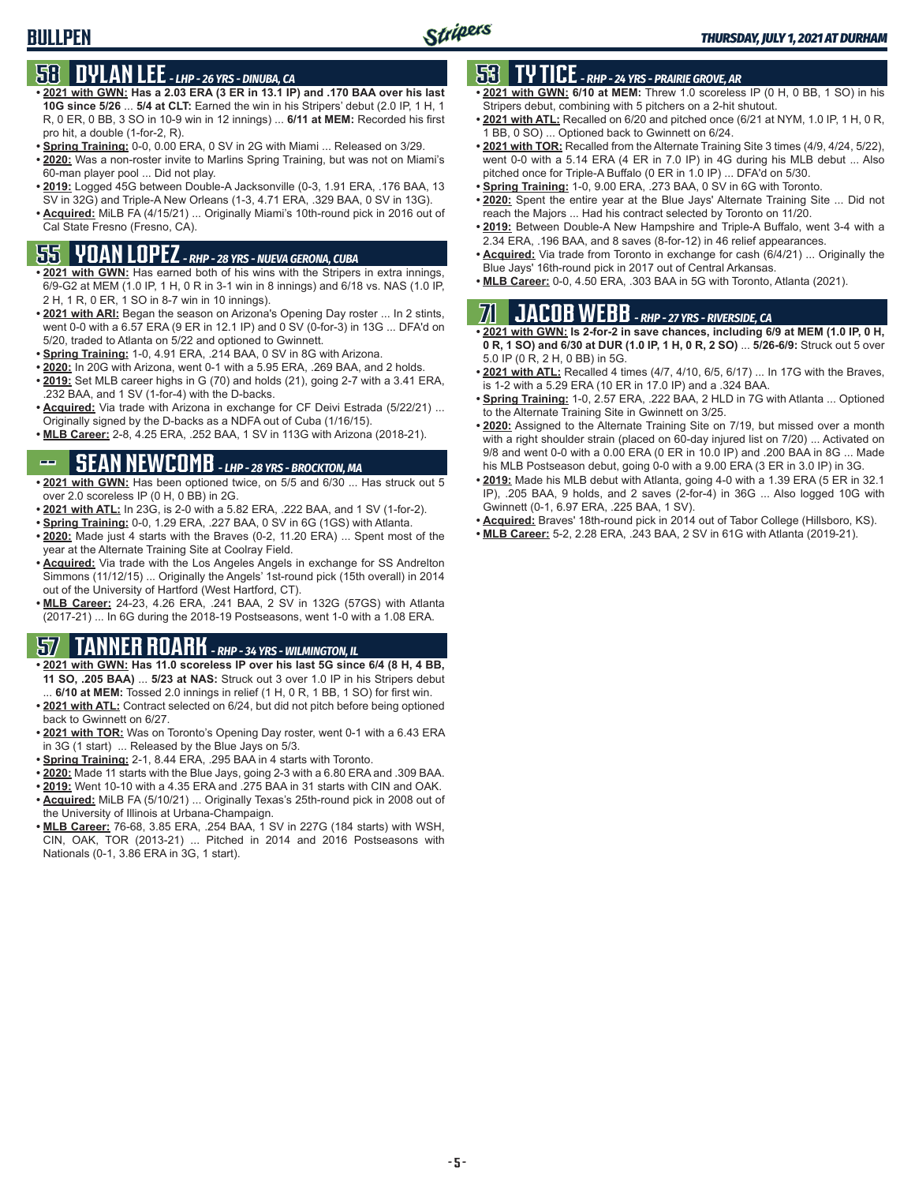## 58 DYLAN LEE - *LHP - 26 YRS - DINUBA, CA*

- **2021 with GWN: Has a 2.03 ERA (3 ER in 13.1 IP) and .170 BAA over his last 10G since 5/26** ... **5/4 at CLT:** Earned the win in his Stripers' debut (2.0 IP, 1 H, 1 R, 0 ER, 0 BB, 3 SO in 10-9 win in 12 innings) ... **6/11 at MEM:** Recorded his first pro hit, a double (1-for-2, R).
- **Spring Training:** 0-0, 0.00 ERA, 0 SV in 2G with Miami ... Released on 3/29.
- **2020:** Was a non-roster invite to Marlins Spring Training, but was not on Miami's 60-man player pool ... Did not play.
- **2019:** Logged 45G between Double-A Jacksonville (0-3, 1.91 ERA, .176 BAA, 13 SV in 32G) and Triple-A New Orleans (1-3, 4.71 ERA, .329 BAA, 0 SV in 13G).
- **Acquired:** MiLB FA (4/15/21) ... Originally Miami's 10th-round pick in 2016 out of Cal State Fresno (Fresno, CA).

## 55 YOAN LOPEZ - *RHP - 28 YRS - NUEVA GERONA, CUBA*

- **2021 with GWN:** Has earned both of his wins with the Stripers in extra innings, 6/9-G2 at MEM (1.0 IP, 1 H, 0 R in 3-1 win in 8 innings) and 6/18 vs. NAS (1.0 IP, 2 H, 1 R, 0 ER, 1 SO in 8-7 win in 10 innings).
- **2021 with ARI:** Began the season on Arizona's Opening Day roster ... In 2 stints, went 0-0 with a 6.57 ERA (9 ER in 12.1 IP) and 0 SV (0-for-3) in 13G ... DFA'd on 5/20, traded to Atlanta on 5/22 and optioned to Gwinnett.
- **Spring Training:** 1-0, 4.91 ERA, .214 BAA, 0 SV in 8G with Arizona.
- **2020:** In 20G with Arizona, went 0-1 with a 5.95 ERA, .269 BAA, and 2 holds.
- **2019:** Set MLB career highs in G (70) and holds (21), going 2-7 with a 3.41 ERA, .232 BAA, and 1 SV (1-for-4) with the D-backs.
- **Acquired:** Via trade with Arizona in exchange for CF Deivi Estrada (5/22/21) ... Originally signed by the D-backs as a NDFA out of Cuba (1/16/15).
- **MLB Career:** 2-8, 4.25 ERA, .252 BAA, 1 SV in 113G with Arizona (2018-21).

## -- SEAN NEWCOMB - *LHP - 28 YRS - BROCKTON, MA*

- **2021 with GWN:** Has been optioned twice, on 5/5 and 6/30 ... Has struck out 5 over 2.0 scoreless IP (0 H, 0 BB) in 2G.
- **2021 with ATL:** In 23G, is 2-0 with a 5.82 ERA, .222 BAA, and 1 SV (1-for-2).
- **Spring Training:** 0-0, 1.29 ERA, .227 BAA, 0 SV in 6G (1GS) with Atlanta.
- **2020:** Made just 4 starts with the Braves (0-2, 11.20 ERA) ... Spent most of the year at the Alternate Training Site at Coolray Field.
- **Acquired:** Via trade with the Los Angeles Angels in exchange for SS Andrelton Simmons (11/12/15) ... Originally the Angels' 1st-round pick (15th overall) in 2014 out of the University of Hartford (West Hartford, CT).
- **MLB Career:** 24-23, 4.26 ERA, .241 BAA, 2 SV in 132G (57GS) with Atlanta (2017-21) ... In 6G during the 2018-19 Postseasons, went 1-0 with a 1.08 ERA.

## 57 TANNER ROARK - *RHP - 34 YRS - WILMINGTON, IL*

- **2021 with GWN: Has 11.0 scoreless IP over his last 5G since 6/4 (8 H, 4 BB, 11 SO, .205 BAA)** ... **5/23 at NAS:** Struck out 3 over 1.0 IP in his Stripers debut ... **6/10 at MEM:** Tossed 2.0 innings in relief (1 H, 0 R, 1 BB, 1 SO) for first win.
- **2021 with ATL:** Contract selected on 6/24, but did not pitch before being optioned back to Gwinnett on 6/27.
- **2021 with TOR:** Was on Toronto's Opening Day roster, went 0-1 with a 6.43 ERA in 3G (1 start) ... Released by the Blue Jays on 5/3.
- **Spring Training:** 2-1, 8.44 ERA, .295 BAA in 4 starts with Toronto.
- **2020:** Made 11 starts with the Blue Jays, going 2-3 with a 6.80 ERA and .309 BAA.
- **2019:** Went 10-10 with a 4.35 ERA and .275 BAA in 31 starts with CIN and OAK.
- **Acquired:** MiLB FA (5/10/21) ... Originally Texas's 25th-round pick in 2008 out of the University of Illinois at Urbana-Champaign.
- **MLB Career:** 76-68, 3.85 ERA, .254 BAA, 1 SV in 227G (184 starts) with WSH, CIN, OAK, TOR (2013-21) ... Pitched in 2014 and 2016 Postseasons with Nationals (0-1, 3.86 ERA in 3G, 1 start).

## 53 TY TICE - *RHP - 24 YRS - PRAIRIE GROVE, AR*

- **2021 with GWN: 6/10 at MEM:** Threw 1.0 scoreless IP (0 H, 0 BB, 1 SO) in his Stripers debut, combining with 5 pitchers on a 2-hit shutout.
- **2021 with ATL:** Recalled on 6/20 and pitched once (6/21 at NYM, 1.0 IP, 1 H, 0 R, 1 BB, 0 SO) ... Optioned back to Gwinnett on 6/24.
- **2021 with TOR:** Recalled from the Alternate Training Site 3 times (4/9, 4/24, 5/22), went 0-0 with a 5.14 ERA (4 ER in 7.0 IP) in 4G during his MLB debut ... Also pitched once for Triple-A Buffalo (0 ER in 1.0 IP) ... DFA'd on 5/30.
- **Spring Training:** 1-0, 9.00 ERA, .273 BAA, 0 SV in 6G with Toronto.
- **2020:** Spent the entire year at the Blue Jays' Alternate Training Site ... Did not reach the Majors ... Had his contract selected by Toronto on 11/20.
- **2019:** Between Double-A New Hampshire and Triple-A Buffalo, went 3-4 with a 2.34 ERA, .196 BAA, and 8 saves (8-for-12) in 46 relief appearances.
- **Acquired:** Via trade from Toronto in exchange for cash (6/4/21) ... Originally the Blue Jays' 16th-round pick in 2017 out of Central Arkansas.
- **MLB Career:** 0-0, 4.50 ERA, .303 BAA in 5G with Toronto, Atlanta (2021).

## 71 JACOB WEBB - *RHP - 27 YRS - RIVERSIDE, CA*

- **2021 with GWN: Is 2-for-2 in save chances, including 6/9 at MEM (1.0 IP, 0 H, 0 R, 1 SO) and 6/30 at DUR (1.0 IP, 1 H, 0 R, 2 SO)** ... **5/26-6/9:** Struck out 5 over 5.0 IP (0 R, 2 H, 0 BB) in 5G.
- **2021 with ATL:** Recalled 4 times (4/7, 4/10, 6/5, 6/17) ... In 17G with the Braves, is 1-2 with a 5.29 ERA (10 ER in 17.0 IP) and a .324 BAA.
- **Spring Training:** 1-0, 2.57 ERA, .222 BAA, 2 HLD in 7G with Atlanta ... Optioned to the Alternate Training Site in Gwinnett on 3/25.
- **2020:** Assigned to the Alternate Training Site on 7/19, but missed over a month with a right shoulder strain (placed on 60-day injured list on 7/20) ... Activated on 9/8 and went 0-0 with a 0.00 ERA (0 ER in 10.0 IP) and .200 BAA in 8G ... Made his MLB Postseason debut, going 0-0 with a 9.00 ERA (3 ER in 3.0 IP) in 3G.
- **2019:** Made his MLB debut with Atlanta, going 4-0 with a 1.39 ERA (5 ER in 32.1 IP), .205 BAA, 9 holds, and 2 saves (2-for-4) in 36G ... Also logged 10G with Gwinnett (0-1, 6.97 ERA, .225 BAA, 1 SV).
- **Acquired:** Braves' 18th-round pick in 2014 out of Tabor College (Hillsboro, KS).
- **MLB Career:** 5-2, 2.28 ERA, .243 BAA, 2 SV in 61G with Atlanta (2019-21).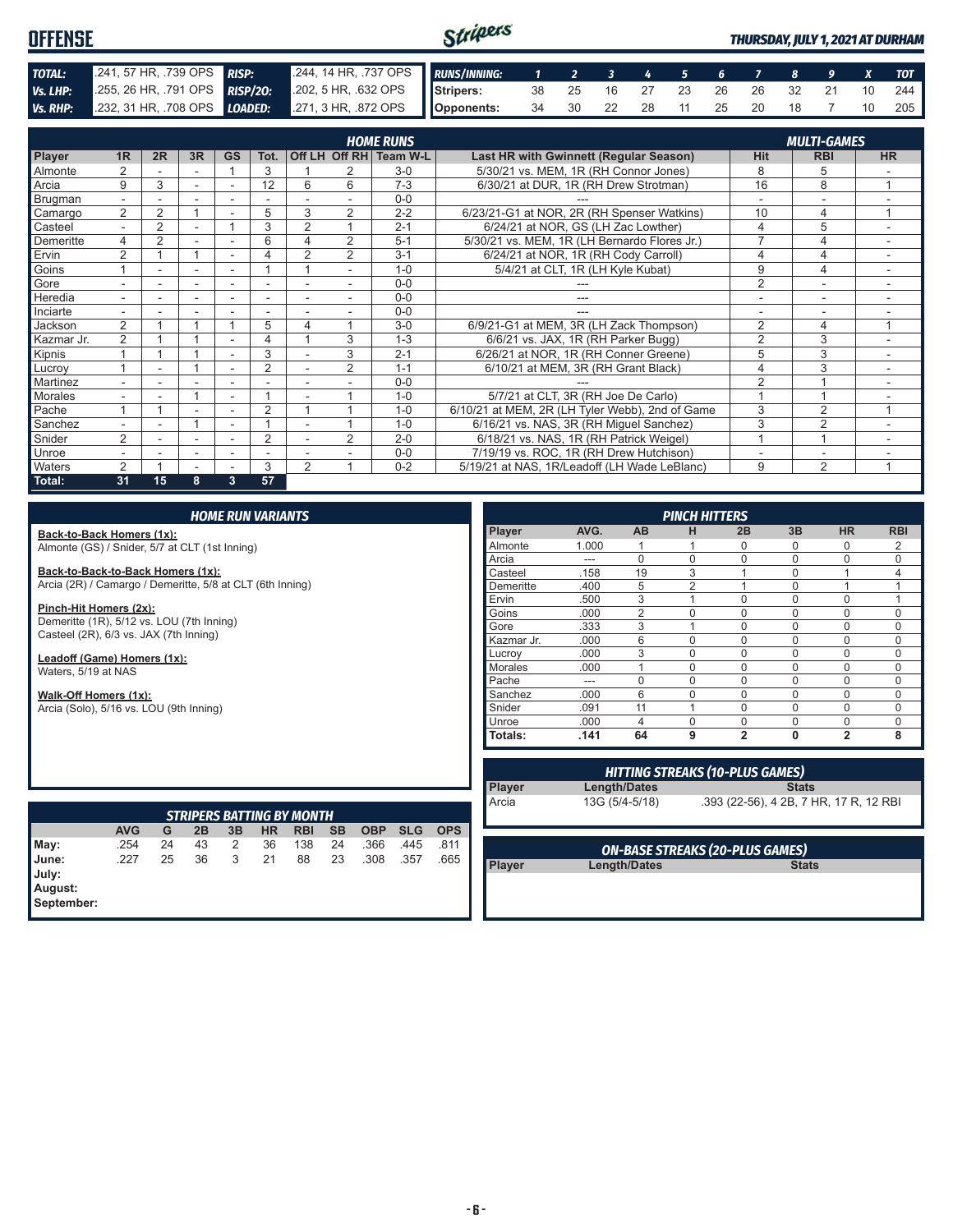# OFFENSE

*THURSDAY, JULY 1, 2021 AT DURHAM*

| | | | |
|---|---|---|---|
| **TOTAL:** | .241, 57 HR, .739 OPS | **RISP:** | .244, 14 HR, .737 OPS |
| **Vs. LHP:** | .255, 26 HR, .791 OPS | **RISP/2O:** | .202, 5 HR, .632 OPS |
| **Vs. RHP:** | .232, 31 HR, .708 OPS | **LOADED:** | .271, 3 HR, .872 OPS |

| RUNS/INNING: | 1 | 2 | 3 | 4 | 5 | 6 | 7 | 8 | 9 | X | TOT |
|---|---|---|---|---|---|---|---|---|---|---|---|
| Stripers: | 38 | 25 | 16 | 27 | 23 | 26 | 26 | 32 | 21 | 10 | 244 |
| Opponents: | 34 | 30 | 22 | 28 | 11 | 25 | 20 | 18 | 7 | 10 | 205 |

## HOME RUNS / MULTI-GAMES

| Player | 1R | 2R | 3R | GS | Tot. | Off LH | Off RH | Team W-L | Last HR with Gwinnett (Regular Season) | Hit | RBI | HR |
|---|---|---|---|---|---|---|---|---|---|---|---|---|
| Almonte | 2 | - | - | 1 | 3 | 1 | 2 | 3-0 | 5/30/21 vs. MEM, 1R (RH Connor Jones) | 8 | 5 | - |
| Arcia | 9 | 3 | - | - | 12 | 6 | 6 | 7-3 | 6/30/21 at DUR, 1R (RH Drew Strotman) | 16 | 8 | 1 |
| Brugman | - | - | - | - | - | - | - | 0-0 | --- | - | - | - |
| Camargo | 2 | 2 | 1 | - | 5 | 3 | 2 | 2-2 | 6/23/21-G1 at NOR, 2R (RH Spenser Watkins) | 10 | 4 | 1 |
| Casteel | - | 2 | - | 1 | 3 | 2 | 1 | 2-1 | 6/24/21 at NOR, GS (LH Zac Lowther) | 4 | 5 | - |
| Demeritte | 4 | 2 | - | - | 6 | 4 | 2 | 5-1 | 5/30/21 vs. MEM, 1R (LH Bernardo Flores Jr.) | 7 | 4 | - |
| Ervin | 2 | 1 | 1 | - | 4 | 2 | 2 | 3-1 | 6/24/21 at NOR, 1R (RH Cody Carroll) | 4 | 4 | - |
| Goins | 1 | - | - | - | 1 | 1 | - | 1-0 | 5/4/21 at CLT, 1R (LH Kyle Kubat) | 9 | 4 | - |
| Gore | - | - | - | - | - | - | - | 0-0 | --- | 2 | - | - |
| Heredia | - | - | - | - | - | - | - | 0-0 | --- | - | - | - |
| Inciarte | - | - | - | - | - | - | - | 0-0 | --- | - | - | - |
| Jackson | 2 | 1 | 1 | 1 | 5 | 4 | 1 | 3-0 | 6/9/21-G1 at MEM, 3R (LH Zack Thompson) | 2 | 4 | 1 |
| Kazmar Jr. | 2 | 1 | 1 | - | 4 | 1 | 3 | 1-3 | 6/6/21 vs. JAX, 1R (RH Parker Bugg) | 2 | 3 | - |
| Kipnis | 1 | 1 | 1 | - | 3 | - | 3 | 2-1 | 6/26/21 at NOR, 1R (RH Conner Greene) | 5 | 3 | - |
| Lucroy | 1 | - | 1 | - | 2 | - | 2 | 1-1 | 6/10/21 at MEM, 3R (RH Grant Black) | 4 | 3 | - |
| Martinez | - | - | - | - | - | - | - | 0-0 | --- | 2 | 1 | - |
| Morales | - | - | 1 | - | 1 | - | 1 | 1-0 | 5/7/21 at CLT, 3R (RH Joe De Carlo) | 1 | 1 | - |
| Pache | 1 | 1 | - | - | 2 | 1 | 1 | 1-0 | 6/10/21 at MEM, 2R (LH Tyler Webb), 2nd of Game | 3 | 2 | 1 |
| Sanchez | - | - | 1 | - | 1 | - | 1 | 1-0 | 6/16/21 vs. NAS, 3R (RH Miguel Sanchez) | 3 | 2 | - |
| Snider | 2 | - | - | - | 2 | - | 2 | 2-0 | 6/18/21 vs. NAS, 1R (RH Patrick Weigel) | 1 | 1 | - |
| Unroe | - | - | - | - | - | - | - | 0-0 | 7/19/19 vs. ROC, 1R (RH Drew Hutchison) | - | - | - |
| Waters | 2 | 1 | - | - | 3 | 2 | 1 | 0-2 | 5/19/21 at NAS, 1R/Leadoff (LH Wade LeBlanc) | 9 | 2 | 1 |
| **Total:** | **31** | **15** | **8** | **3** | **57** | | | | | | | |

## HOME RUN VARIANTS

**Back-to-Back Homers (1x):**
Almonte (GS) / Snider, 5/7 at CLT (1st Inning)

**Back-to-Back-to-Back Homers (1x):**
Arcia (2R) / Camargo / Demeritte, 5/8 at CLT (6th Inning)

**Pinch-Hit Homers (2x):**
Demeritte (1R), 5/12 vs. LOU (7th Inning)
Casteel (2R), 6/3 vs. JAX (7th Inning)

**Leadoff (Game) Homers (1x):**
Waters, 5/19 at NAS

**Walk-Off Homers (1x):**
Arcia (Solo), 5/16 vs. LOU (9th Inning)

## PINCH HITTERS

| Player | AVG. | AB | H | 2B | 3B | HR | RBI |
|---|---|---|---|---|---|---|---|
| Almonte | 1.000 | 1 | 1 | 0 | 0 | 0 | 2 |
| Arcia | --- | 0 | 0 | 0 | 0 | 0 | 0 |
| Casteel | .158 | 19 | 3 | 1 | 0 | 1 | 4 |
| Demeritte | .400 | 5 | 2 | 1 | 0 | 1 | 1 |
| Ervin | .500 | 3 | 1 | 0 | 0 | 0 | 1 |
| Goins | .000 | 2 | 0 | 0 | 0 | 0 | 0 |
| Gore | .333 | 3 | 1 | 0 | 0 | 0 | 0 |
| Kazmar Jr. | .000 | 6 | 0 | 0 | 0 | 0 | 0 |
| Lucroy | .000 | 3 | 0 | 0 | 0 | 0 | 0 |
| Morales | .000 | 1 | 0 | 0 | 0 | 0 | 0 |
| Pache | --- | 0 | 0 | 0 | 0 | 0 | 0 |
| Sanchez | .000 | 6 | 0 | 0 | 0 | 0 | 0 |
| Snider | .091 | 11 | 1 | 0 | 0 | 0 | 0 |
| Unroe | .000 | 4 | 0 | 0 | 0 | 0 | 0 |
| **Totals:** | **.141** | **64** | **9** | **2** | **0** | **2** | **8** |

## HITTING STREAKS (10-PLUS GAMES)

| Player | Length/Dates | Stats |
|---|---|---|
| Arcia | 13G (5/4-5/18) | .393 (22-56), 4 2B, 7 HR, 17 R, 12 RBI |

## STRIPERS BATTING BY MONTH

| | AVG | G | 2B | 3B | HR | RBI | SB | OBP | SLG | OPS |
|---|---|---|---|---|---|---|---|---|---|---|
| May: | .254 | 24 | 43 | 2 | 36 | 138 | 24 | .366 | .445 | .811 |
| June: | .227 | 25 | 36 | 3 | 21 | 88 | 23 | .308 | .357 | .665 |
| July: | | | | | | | | | | |
| August: | | | | | | | | | | |
| September: | | | | | | | | | | |

## ON-BASE STREAKS (20-PLUS GAMES)

| Player | Length/Dates | Stats |
|---|---|---|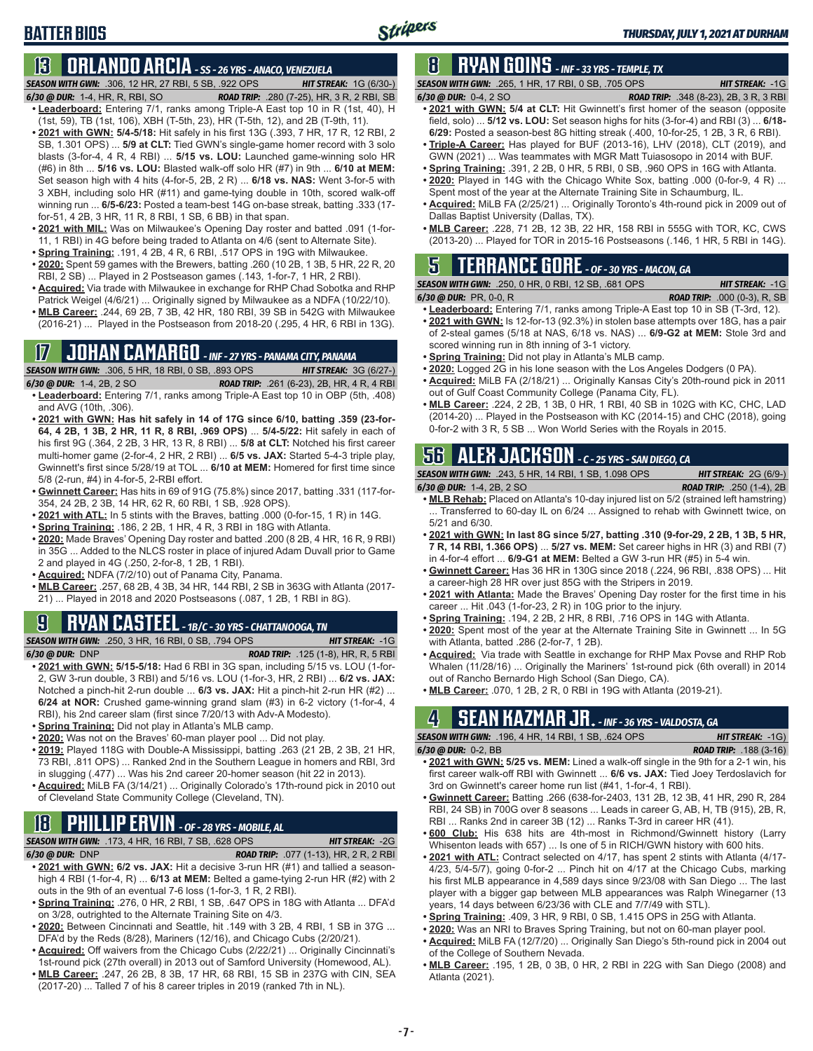# BATTER BIOS

## 13 ORLANDO ARCIA - SS - 26 YRS - ANACO, VENEZUELA

**SEASON WITH GWN:** .306, 12 HR, 27 RBI, 5 SB, .922 OPS — **HIT STREAK:** 1G (6/30-)

**6/30 @ DUR:** 1-4, HR, R, RBI, SO — **ROAD TRIP:** .280 (7-25), HR, 3 R, 2 RBI, SB

- **Leaderboard:** Entering 7/1, ranks among Triple-A East top 10 in R (1st, 40), H (1st, 59), TB (1st, 106), XBH (T-5th, 23), HR (T-5th, 12), and 2B (T-9th, 11).
- **2021 with GWN: 5/4-5/18:** Hit safely in his first 13G (.393, 7 HR, 17 R, 12 RBI, 2 SB, 1.301 OPS) ... **5/9 at CLT:** Tied GWN's single-game homer record with 3 solo blasts (3-for-4, 4 R, 4 RBI) ... **5/15 vs. LOU:** Launched game-winning solo HR (#6) in 8th ... **5/16 vs. LOU:** Blasted walk-off solo HR (#7) in 9th ... **6/10 at MEM:** Set season high with 4 hits (4-for-5, 2B, 2 R) ... **6/18 vs. NAS:** Went 3-for-5 with 3 XBH, including solo HR (#11) and game-tying double in 10th, scored walk-off winning run ... **6/5-6/23:** Posted a team-best 14G on-base streak, batting .333 (17-for-51, 4 2B, 3 HR, 11 R, 8 RBI, 1 SB, 6 BB) in that span.
- **2021 with MIL:** Was on Milwaukee's Opening Day roster and batted .091 (1-for-11, 1 RBI) in 4G before being traded to Atlanta on 4/6 (sent to Alternate Site).
- **Spring Training:** .191, 4 2B, 4 R, 6 RBI, .517 OPS in 19G with Milwaukee.
- **2020:** Spent 59 games with the Brewers, batting .260 (10 2B, 1 3B, 5 HR, 22 R, 20 RBI, 2 SB) ... Played in 2 Postseason games (.143, 1-for-7, 1 HR, 2 RBI).
- **Acquired:** Via trade with Milwaukee in exchange for RHP Chad Sobotka and RHP Patrick Weigel (4/6/21) ... Originally signed by Milwaukee as a NDFA (10/22/10).
- **MLB Career:** .244, 69 2B, 7 3B, 42 HR, 180 RBI, 39 SB in 542G with Milwaukee (2016-21) ... Played in the Postseason from 2018-20 (.295, 4 HR, 6 RBI in 13G).

## 17 JOHAN CAMARGO - INF - 27 YRS - PANAMA CITY, PANAMA

**SEASON WITH GWN:** .306, 5 HR, 18 RBI, 0 SB, .893 OPS — **HIT STREAK:** 3G (6/27-)

**6/30 @ DUR:** 1-4, 2B, 2 SO — **ROAD TRIP:** .261 (6-23), 2B, HR, 4 R, 4 RBI

- **Leaderboard:** Entering 7/1, ranks among Triple-A East top 10 in OBP (5th, .408) and AVG (10th, .306).
- **2021 with GWN: Has hit safely in 14 of 17G since 6/10, batting .359 (23-for-64, 4 2B, 1 3B, 2 HR, 11 R, 8 RBI, .969 OPS)** ... **5/4-5/22:** Hit safely in each of his first 9G (.364, 2 2B, 3 HR, 13 R, 8 RBI) ... **5/8 at CLT:** Notched his first career multi-homer game (2-for-4, 2 HR, 2 RBI) ... **6/5 vs. JAX:** Started 5-4-3 triple play, Gwinnett's first since 5/28/19 at TOL ... **6/10 at MEM:** Homered for first time since 5/8 (2-run, #4) in 4-for-5, 2-RBI effort.
- **Gwinnett Career:** Has hit in 69 of 91G (75.8%) since 2017, batting .331 (117-for-354, 24 2B, 2 3B, 14 HR, 62 R, 60 RBI, 1 SB, .928 OPS).
- **2021 with ATL:** In 5 stints with the Braves, batting .000 (0-for-15, 1 R) in 14G.
- **Spring Training:** .186, 2 2B, 1 HR, 4 R, 3 RBI in 18G with Atlanta.
- **2020:** Made Braves' Opening Day roster and batted .200 (8 2B, 4 HR, 16 R, 9 RBI) in 35G ... Added to the NLCS roster in place of injured Adam Duvall prior to Game 2 and played in 4G (.250, 2-for-8, 1 2B, 1 RBI).
- **Acquired:** NDFA (7/2/10) out of Panama City, Panama.
- **MLB Career:** .257, 68 2B, 4 3B, 34 HR, 144 RBI, 2 SB in 363G with Atlanta (2017-21) ... Played in 2018 and 2020 Postseasons (.087, 1 2B, 1 RBI in 8G).

## 9 RYAN CASTEEL - 1B/C - 30 YRS - CHATTANOOGA, TN

**SEASON WITH GWN:** .250, 3 HR, 16 RBI, 0 SB, .794 OPS — **HIT STREAK:** -1G

**6/30 @ DUR:** DNP — **ROAD TRIP:** .125 (1-8), HR, R, 5 RBI

- **2021 with GWN: 5/15-5/18:** Had 6 RBI in 3G span, including 5/15 vs. LOU (1-for-2, GW 3-run double, 3 RBI) and 5/16 vs. LOU (1-for-3, HR, 2 RBI) ... **6/2 vs. JAX:** Notched a pinch-hit 2-run double ... **6/3 vs. JAX:** Hit a pinch-hit 2-run HR (#2) ... **6/24 at NOR:** Crushed game-winning grand slam (#3) in 6-2 victory (1-for-4, 4 RBI), his 2nd career slam (first since 7/20/13 with Adv-A Modesto).
- **Spring Training:** Did not play in Atlanta's MLB camp.
- **2020:** Was not on the Braves' 60-man player pool ... Did not play.
- **2019:** Played 118G with Double-A Mississippi, batting .263 (21 2B, 2 3B, 21 HR, 73 RBI, .811 OPS) ... Ranked 2nd in the Southern League in homers and RBI, 3rd in slugging (.477) ... Was his 2nd career 20-homer season (hit 22 in 2013).
- **Acquired:** MiLB FA (3/14/21) ... Originally Colorado's 17th-round pick in 2010 out of Cleveland State Community College (Cleveland, TN).

## 18 PHILLIP ERVIN - OF - 28 YRS - MOBILE, AL

**SEASON WITH GWN:** .173, 4 HR, 16 RBI, 7 SB, .628 OPS — **HIT STREAK:** -2G

**6/30 @ DUR:** DNP — **ROAD TRIP:** .077 (1-13), HR, 2 R, 2 RBI

- **2021 with GWN: 6/2 vs. JAX:** Hit a decisive 3-run HR (#1) and tallied a season-high 4 RBI (1-for-4, R) ... **6/13 at MEM:** Belted a game-tying 2-run HR (#2) with 2 outs in the 9th of an eventual 7-6 loss (1-for-3, 1 R, 2 RBI).
- **Spring Training:** .276, 0 HR, 2 RBI, 1 SB, .647 OPS in 18G with Atlanta ... DFA'd on 3/28, outrighted to the Alternate Training Site on 4/3.
- **2020:** Between Cincinnati and Seattle, hit .149 with 3 2B, 4 RBI, 1 SB in 37G ... DFA'd by the Reds (8/28), Mariners (12/16), and Chicago Cubs (2/20/21).
- **Acquired:** Off waivers from the Chicago Cubs (2/22/21) ... Originally Cincinnati's 1st-round pick (27th overall) in 2013 out of Samford University (Homewood, AL).
- **MLB Career:** .247, 26 2B, 8 3B, 17 HR, 68 RBI, 15 SB in 237G with CIN, SEA (2017-20) ... Talled 7 of his 8 career triples in 2019 (ranked 7th in NL).

## 8 RYAN GOINS - INF - 33 YRS - TEMPLE, TX

**SEASON WITH GWN:** .265, 1 HR, 17 RBI, 0 SB, .705 OPS — **HIT STREAK:** -1G

**6/30 @ DUR:** 0-4, 2 SO — **ROAD TRIP:** .348 (8-23), 2B, 3 R, 3 RBI

- **2021 with GWN: 5/4 at CLT:** Hit Gwinnett's first homer of the season (opposite field, solo) ... **5/12 vs. LOU:** Set season highs for hits (3-for-4) and RBI (3) ... **6/18-6/29:** Posted a season-best 8G hitting streak (.400, 10-for-25, 1 2B, 3 R, 6 RBI).
- **Triple-A Career:** Has played for BUF (2013-16), LHV (2018), CLT (2019), and GWN (2021) ... Was teammates with MGR Matt Tuiasosopo in 2014 with BUF.
- **Spring Training:** .391, 2 2B, 0 HR, 5 RBI, 0 SB, .960 OPS in 16G with Atlanta.
- **2020:** Played in 14G with the Chicago White Sox, batting .000 (0-for-9, 4 R) ... Spent most of the year at the Alternate Training Site in Schaumburg, IL.
- **Acquired:** MiLB FA (2/25/21) ... Originally Toronto's 4th-round pick in 2009 out of Dallas Baptist University (Dallas, TX).
- **MLB Career:** .228, 71 2B, 12 3B, 22 HR, 158 RBI in 555G with TOR, KC, CWS (2013-20) ... Played for TOR in 2015-16 Postseasons (.146, 1 HR, 5 RBI in 14G).

## 5 TERRANCE GORE - OF - 30 YRS - MACON, GA

**SEASON WITH GWN:** .250, 0 HR, 0 RBI, 12 SB, .681 OPS — **HIT STREAK:** -1G

**6/30 @ DUR:** PR, 0-0, R — **ROAD TRIP:** .000 (0-3), R, SB

- **Leaderboard:** Entering 7/1, ranks among Triple-A East top 10 in SB (T-3rd, 12).
- **2021 with GWN:** Is 12-for-13 (92.3%) in stolen base attempts over 18G, has a pair of 2-steal games (5/18 at NAS, 6/18 vs. NAS) ... **6/9-G2 at MEM:** Stole 3rd and scored winning run in 8th inning of 3-1 victory.
- **Spring Training:** Did not play in Atlanta's MLB camp.
- **2020:** Logged 2G in his lone season with the Los Angeles Dodgers (0 PA).
- **Acquired:** MiLB FA (2/18/21) ... Originally Kansas City's 20th-round pick in 2011 out of Gulf Coast Community College (Panama City, FL).
- **MLB Career:** .224, 2 2B, 1 3B, 0 HR, 1 RBI, 40 SB in 102G with KC, CHC, LAD (2014-20) ... Played in the Postseason with KC (2014-15) and CHC (2018), going 0-for-2 with 3 R, 5 SB ... Won World Series with the Royals in 2015.

## 56 ALEX JACKSON - C - 25 YRS - SAN DIEGO, CA

**SEASON WITH GWN:** .243, 5 HR, 14 RBI, 1 SB, 1.098 OPS — **HIT STREAK:** 2G (6/9-)

**6/30 @ DUR:** 1-4, 2B, 2 SO — **ROAD TRIP:** .250 (1-4), 2B

- **MLB Rehab:** Placed on Atlanta's 10-day injured list on 5/2 (strained left hamstring) ... Transferred to 60-day IL on 6/24 ... Assigned to rehab with Gwinnett twice, on 5/21 and 6/30.
- **2021 with GWN: In last 8G since 5/27, batting .310 (9-for-29, 2 2B, 1 3B, 5 HR, 7 R, 14 RBI, 1.366 OPS)** ... **5/27 vs. MEM:** Set career highs in HR (3) and RBI (7) in 4-for-4 effort ... **6/9-G1 at MEM:** Belted a GW 3-run HR (#5) in 5-4 win.
- **Gwinnett Career:** Has 36 HR in 130G since 2018 (.224, 96 RBI, .838 OPS) ... Hit a career-high 28 HR over just 85G with the Stripers in 2019.
- **2021 with Atlanta:** Made the Braves' Opening Day roster for the first time in his career ... Hit .043 (1-for-23, 2 R) in 10G prior to the injury.
- **Spring Training:** .194, 2 2B, 2 HR, 8 RBI, .716 OPS in 14G with Atlanta.
- **2020:** Spent most of the year at the Alternate Training Site in Gwinnett ... In 5G with Atlanta, batted .286 (2-for-7, 1 2B).
- **Acquired:** Via trade with Seattle in exchange for RHP Max Povse and RHP Rob Whalen (11/28/16) ... Originally the Mariners' 1st-round pick (6th overall) in 2014 out of Rancho Bernardo High School (San Diego, CA).
- **MLB Career:** .070, 1 2B, 2 R, 0 RBI in 19G with Atlanta (2019-21).

## 4 SEAN KAZMAR JR. - INF - 36 YRS - VALDOSTA, GA

**SEASON WITH GWN:** .196, 4 HR, 14 RBI, 1 SB, .624 OPS — **HIT STREAK:** -1G)

**6/30 @ DUR:** 0-2, BB — **ROAD TRIP:** .188 (3-16)

- **2021 with GWN: 5/25 vs. MEM:** Lined a walk-off single in the 9th for a 2-1 win, his first career walk-off RBI with Gwinnett ... **6/6 vs. JAX:** Tied Joey Terdoslavich for 3rd on Gwinnett's career home run list (#41, 1-for-4, 1 RBI).
- **Gwinnett Career:** Batting .266 (638-for-2403, 131 2B, 12 3B, 41 HR, 290 R, 284 RBI, 24 SB) in 700G over 8 seasons ... Leads in career G, AB, H, TB (915), 2B, R, RBI ... Ranks 2nd in career 3B (12) ... Ranks T-3rd in career HR (41).
- **600 Club:** His 638 hits are 4th-most in Richmond/Gwinnett history (Larry Whisenton leads with 657) ... Is one of 5 in RICH/GWN history with 600 hits.
- **2021 with ATL:** Contract selected on 4/17, has spent 2 stints with Atlanta (4/17-4/23, 5/4-5/7), going 0-for-2 ... Pinch hit on 4/17 at the Chicago Cubs, marking his first MLB appearance in 4,589 days since 9/23/08 with San Diego ... The last player with a bigger gap between MLB appearances was Ralph Winegarner (13 years, 14 days between 6/23/36 with CLE and 7/7/49 with STL).
- **Spring Training:** .409, 3 HR, 9 RBI, 0 SB, 1.415 OPS in 25G with Atlanta.
- **2020:** Was an NRI to Braves Spring Training, but not on 60-man player pool.
- **Acquired:** MiLB FA (12/7/20) ... Originally San Diego's 5th-round pick in 2004 out of the College of Southern Nevada.
- **MLB Career:** .195, 1 2B, 0 3B, 0 HR, 2 RBI in 22G with San Diego (2008) and Atlanta (2021).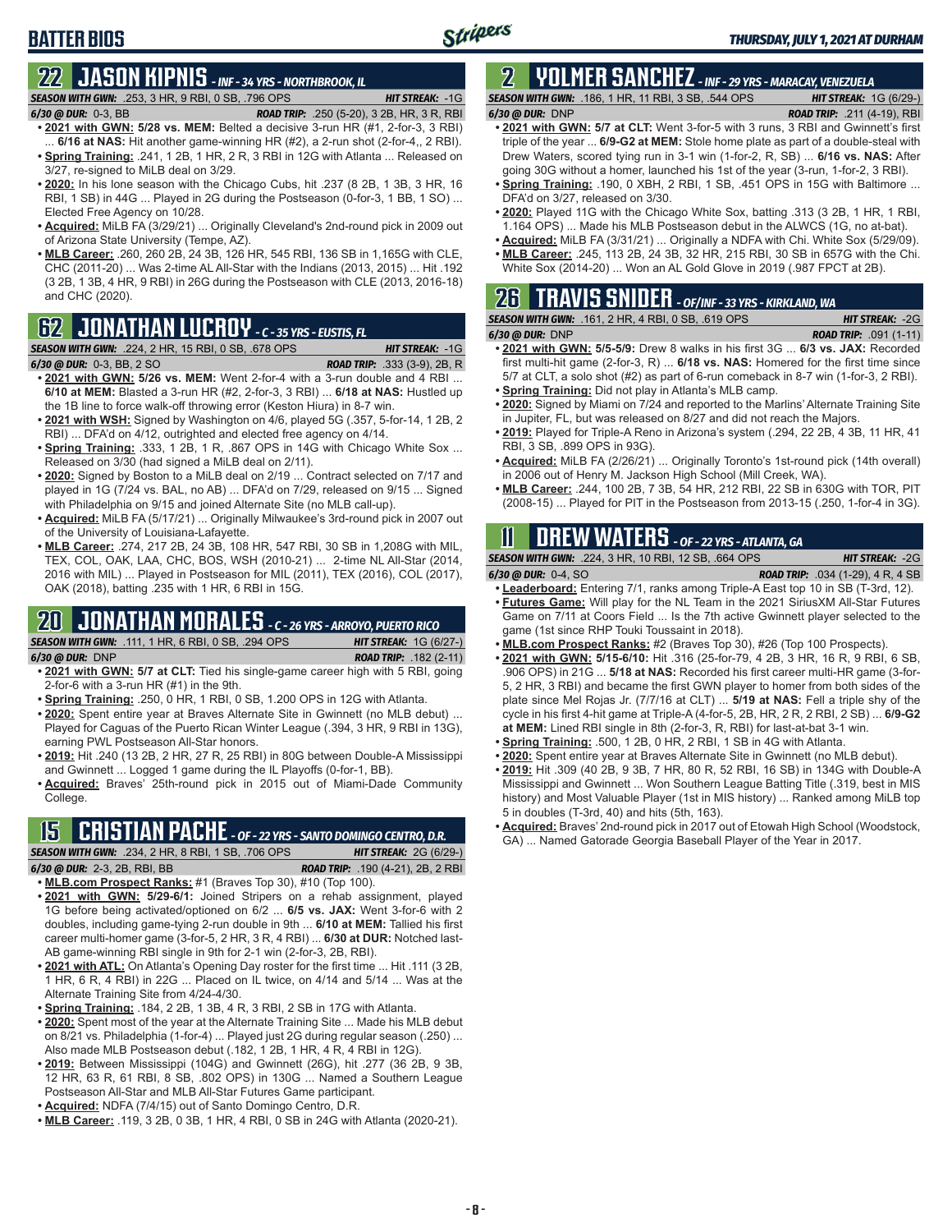## BATTER BIOS

## 22 JASON KIPNIS - INF - 34 YRS - NORTHBROOK, IL

**SEASON WITH GWN:** .253, 3 HR, 9 RBI, 0 SB, .796 OPS — **HIT STREAK:** -1G

**6/30 @ DUR:** 0-3, BB — **ROAD TRIP:** .250 (5-20), 3 2B, HR, 3 R, RBI

- **2021 with GWN: 5/28 vs. MEM:** Belted a decisive 3-run HR (#1, 2-for-3, 3 RBI) ... **6/16 at NAS:** Hit another game-winning HR (#2), a 2-run shot (2-for-4,, 2 RBI).
- **Spring Training:** .241, 1 2B, 1 HR, 2 R, 3 RBI in 12G with Atlanta ... Released on 3/27, re-signed to MiLB deal on 3/29.
- **2020:** In his lone season with the Chicago Cubs, hit .237 (8 2B, 1 3B, 3 HR, 16 RBI, 1 SB) in 44G ... Played in 2G during the Postseason (0-for-3, 1 BB, 1 SO) ... Elected Free Agency on 10/28.
- **Acquired:** MiLB FA (3/29/21) ... Originally Cleveland's 2nd-round pick in 2009 out of Arizona State University (Tempe, AZ).
- **MLB Career:** .260, 260 2B, 24 3B, 126 HR, 545 RBI, 136 SB in 1,165G with CLE, CHC (2011-20) ... Was 2-time AL All-Star with the Indians (2013, 2015) ... Hit .192 (3 2B, 1 3B, 4 HR, 9 RBI) in 26G during the Postseason with CLE (2013, 2016-18) and CHC (2020).

## 62 JONATHAN LUCROY - C - 35 YRS - EUSTIS, FL

**SEASON WITH GWN:** .224, 2 HR, 15 RBI, 0 SB, .678 OPS — **HIT STREAK:** -1G

**6/30 @ DUR:** 0-3, BB, 2 SO — **ROAD TRIP:** .333 (3-9), 2B, R

- **2021 with GWN: 5/26 vs. MEM:** Went 2-for-4 with a 3-run double and 4 RBI ... **6/10 at MEM:** Blasted a 3-run HR (#2, 2-for-3, 3 RBI) ... **6/18 at NAS:** Hustled up the 1B line to force walk-off throwing error (Keston Hiura) in 8-7 win.
- **2021 with WSH:** Signed by Washington on 4/6, played 5G (.357, 5-for-14, 1 2B, 2 RBI) ... DFA'd on 4/12, outrighted and elected free agency on 4/14.
- **Spring Training:** .333, 1 2B, 1 R, .867 OPS in 14G with Chicago White Sox ... Released on 3/30 (had signed a MiLB deal on 2/11).
- **2020:** Signed by Boston to a MiLB deal on 2/19 ... Contract selected on 7/17 and played in 1G (7/24 vs. BAL, no AB) ... DFA'd on 7/29, released on 9/15 ... Signed with Philadelphia on 9/15 and joined Alternate Site (no MLB call-up).
- **Acquired:** MiLB FA (5/17/21) ... Originally Milwaukee's 3rd-round pick in 2007 out of the University of Louisiana-Lafayette.
- **MLB Career:** .274, 217 2B, 24 3B, 108 HR, 547 RBI, 30 SB in 1,208G with MIL, TEX, COL, OAK, LAA, CHC, BOS, WSH (2010-21) ... 2-time NL All-Star (2014, 2016 with MIL) ... Played in Postseason for MIL (2011), TEX (2016), COL (2017), OAK (2018), batting .235 with 1 HR, 6 RBI in 15G.

## 20 JONATHAN MORALES - C - 26 YRS - ARROYO, PUERTO RICO

**SEASON WITH GWN:** .111, 1 HR, 6 RBI, 0 SB, .294 OPS — **HIT STREAK:** 1G (6/27-)

**6/30 @ DUR:** DNP — **ROAD TRIP:** .182 (2-11)

- **2021 with GWN: 5/7 at CLT:** Tied his single-game career high with 5 RBI, going 2-for-6 with a 3-run HR (#1) in the 9th.
- **Spring Training:** .250, 0 HR, 1 RBI, 0 SB, 1.200 OPS in 12G with Atlanta.
- **2020:** Spent entire year at Braves Alternate Site in Gwinnett (no MLB debut) ... Played for Caguas of the Puerto Rican Winter League (.394, 3 HR, 9 RBI in 13G), earning PWL Postseason All-Star honors.
- **2019:** Hit .240 (13 2B, 2 HR, 27 R, 25 RBI) in 80G between Double-A Mississippi and Gwinnett ... Logged 1 game during the IL Playoffs (0-for-1, BB).
- **Acquired:** Braves' 25th-round pick in 2015 out of Miami-Dade Community College.

## 15 CRISTIAN PACHE - OF - 22 YRS - SANTO DOMINGO CENTRO, D.R.

**SEASON WITH GWN:** .234, 2 HR, 8 RBI, 1 SB, .706 OPS — **HIT STREAK:** 2G (6/29-)

**6/30 @ DUR:** 2-3, 2B, RBI, BB — **ROAD TRIP:** .190 (4-21), 2B, 2 RBI

- **MLB.com Prospect Ranks:** #1 (Braves Top 30), #10 (Top 100).
- **2021 with GWN: 5/29-6/1:** Joined Stripers on a rehab assignment, played 1G before being activated/optioned on 6/2 ... **6/5 vs. JAX:** Went 3-for-6 with 2 doubles, including game-tying 2-run double in 9th ... **6/10 at MEM:** Tallied his first career multi-homer game (3-for-5, 2 HR, 3 R, 4 RBI) ... **6/30 at DUR:** Notched last-AB game-winning RBI single in 9th for 2-1 win (2-for-3, 2B, RBI).
- **2021 with ATL:** On Atlanta's Opening Day roster for the first time ... Hit .111 (3 2B, 1 HR, 6 R, 4 RBI) in 22G ... Placed on IL twice, on 4/14 and 5/14 ... Was at the Alternate Training Site from 4/24-4/30.
- **Spring Training:** .184, 2 2B, 1 3B, 4 R, 3 RBI, 2 SB in 17G with Atlanta.
- **2020:** Spent most of the year at the Alternate Training Site ... Made his MLB debut on 8/21 vs. Philadelphia (1-for-4) ... Played just 2G during regular season (.250) ... Also made MLB Postseason debut (.182, 1 2B, 1 HR, 4 R, 4 RBI in 12G).
- **2019:** Between Mississippi (104G) and Gwinnett (26G), hit .277 (36 2B, 9 3B, 12 HR, 63 R, 61 RBI, 8 SB, .802 OPS) in 130G ... Named a Southern League Postseason All-Star and MLB All-Star Futures Game participant.
- **Acquired:** NDFA (7/4/15) out of Santo Domingo Centro, D.R.
- **MLB Career:** .119, 3 2B, 0 3B, 1 HR, 4 RBI, 0 SB in 24G with Atlanta (2020-21).

## 2 YOLMER SANCHEZ - INF - 29 YRS - MARACAY, VENEZUELA

**SEASON WITH GWN:** .186, 1 HR, 11 RBI, 3 SB, .544 OPS — **HIT STREAK:** 1G (6/29-)

**6/30 @ DUR:** DNP — **ROAD TRIP:** .211 (4-19), RBI

- **2021 with GWN: 5/7 at CLT:** Went 3-for-5 with 3 runs, 3 RBI and Gwinnett's first triple of the year ... **6/9-G2 at MEM:** Stole home plate as part of a double-steal with Drew Waters, scored tying run in 3-1 win (1-for-2, R, SB) ... **6/16 vs. NAS:** After going 30G without a homer, launched his 1st of the year (3-run, 1-for-2, 3 RBI).
- **Spring Training:** .190, 0 XBH, 2 RBI, 1 SB, .451 OPS in 15G with Baltimore ... DFA'd on 3/27, released on 3/30.
- **2020:** Played 11G with the Chicago White Sox, batting .313 (3 2B, 1 HR, 1 RBI, 1.164 OPS) ... Made his MLB Postseason debut in the ALWCS (1G, no at-bat).
- **Acquired:** MiLB FA (3/31/21) ... Originally a NDFA with Chi. White Sox (5/29/09).
- **MLB Career:** .245, 113 2B, 24 3B, 32 HR, 215 RBI, 30 SB in 657G with the Chi. White Sox (2014-20) ... Won an AL Gold Glove in 2019 (.987 FPCT at 2B).

## 26 TRAVIS SNIDER - OF/INF - 33 YRS - KIRKLAND, WA

**SEASON WITH GWN:** .161, 2 HR, 4 RBI, 0 SB, .619 OPS — **HIT STREAK:** -2G

**6/30 @ DUR:** DNP — **ROAD TRIP:** .091 (1-11)

- **2021 with GWN: 5/5-5/9:** Drew 8 walks in his first 3G ... **6/3 vs. JAX:** Recorded first multi-hit game (2-for-3, R) ... **6/18 vs. NAS:** Homered for the first time since 5/7 at CLT, a solo shot (#2) as part of 6-run comeback in 8-7 win (1-for-3, 2 RBI).
- **Spring Training:** Did not play in Atlanta's MLB camp.
- **2020:** Signed by Miami on 7/24 and reported to the Marlins' Alternate Training Site in Jupiter, FL, but was released on 8/27 and did not reach the Majors.
- **2019:** Played for Triple-A Reno in Arizona's system (.294, 22 2B, 4 3B, 11 HR, 41 RBI, 3 SB, .899 OPS in 93G).
- **Acquired:** MiLB FA (2/26/21) ... Originally Toronto's 1st-round pick (14th overall) in 2006 out of Henry M. Jackson High School (Mill Creek, WA).
- **MLB Career:** .244, 100 2B, 7 3B, 54 HR, 212 RBI, 22 SB in 630G with TOR, PIT (2008-15) ... Played for PIT in the Postseason from 2013-15 (.250, 1-for-4 in 3G).

## 11 DREW WATERS - OF - 22 YRS - ATLANTA, GA

**SEASON WITH GWN:** .224, 3 HR, 10 RBI, 12 SB, .664 OPS — **HIT STREAK:** -2G

**6/30 @ DUR:** 0-4, SO — **ROAD TRIP:** .034 (1-29), 4 R, 4 SB

- **Leaderboard:** Entering 7/1, ranks among Triple-A East top 10 in SB (T-3rd, 12).
- **Futures Game:** Will play for the NL Team in the 2021 SiriusXM All-Star Futures Game on 7/11 at Coors Field ... Is the 7th active Gwinnett player selected to the game (1st since RHP Touki Toussaint in 2018).
- **MLB.com Prospect Ranks:** #2 (Braves Top 30), #26 (Top 100 Prospects).
- **2021 with GWN: 5/15-6/10:** Hit .316 (25-for-79, 4 2B, 3 HR, 16 R, 9 RBI, 6 SB, .906 OPS) in 21G ... **5/18 at NAS:** Recorded his first career multi-HR game (3-for-5, 2 HR, 3 RBI) and became the first GWN player to homer from both sides of the plate since Mel Rojas Jr. (7/7/16 at CLT) ... **5/19 at NAS:** Fell a triple shy of the cycle in his first 4-hit game at Triple-A (4-for-5, 2B, HR, 2 R, 2 RBI, 2 SB) ... **6/9-G2 at MEM:** Lined RBI single in 8th (2-for-3, R, RBI) for last-at-bat 3-1 win.
- **Spring Training:** .500, 1 2B, 0 HR, 2 RBI, 1 SB in 4G with Atlanta.
- **2020:** Spent entire year at Braves Alternate Site in Gwinnett (no MLB debut).
- **2019:** Hit .309 (40 2B, 9 3B, 7 HR, 80 R, 52 RBI, 16 SB) in 134G with Double-A Mississippi and Gwinnett ... Won Southern League Batting Title (.319, best in MIS history) and Most Valuable Player (1st in MIS history) ... Ranked among MiLB top 5 in doubles (T-3rd, 40) and hits (5th, 163).
- **Acquired:** Braves' 2nd-round pick in 2017 out of Etowah High School (Woodstock, GA) ... Named Gatorade Georgia Baseball Player of the Year in 2017.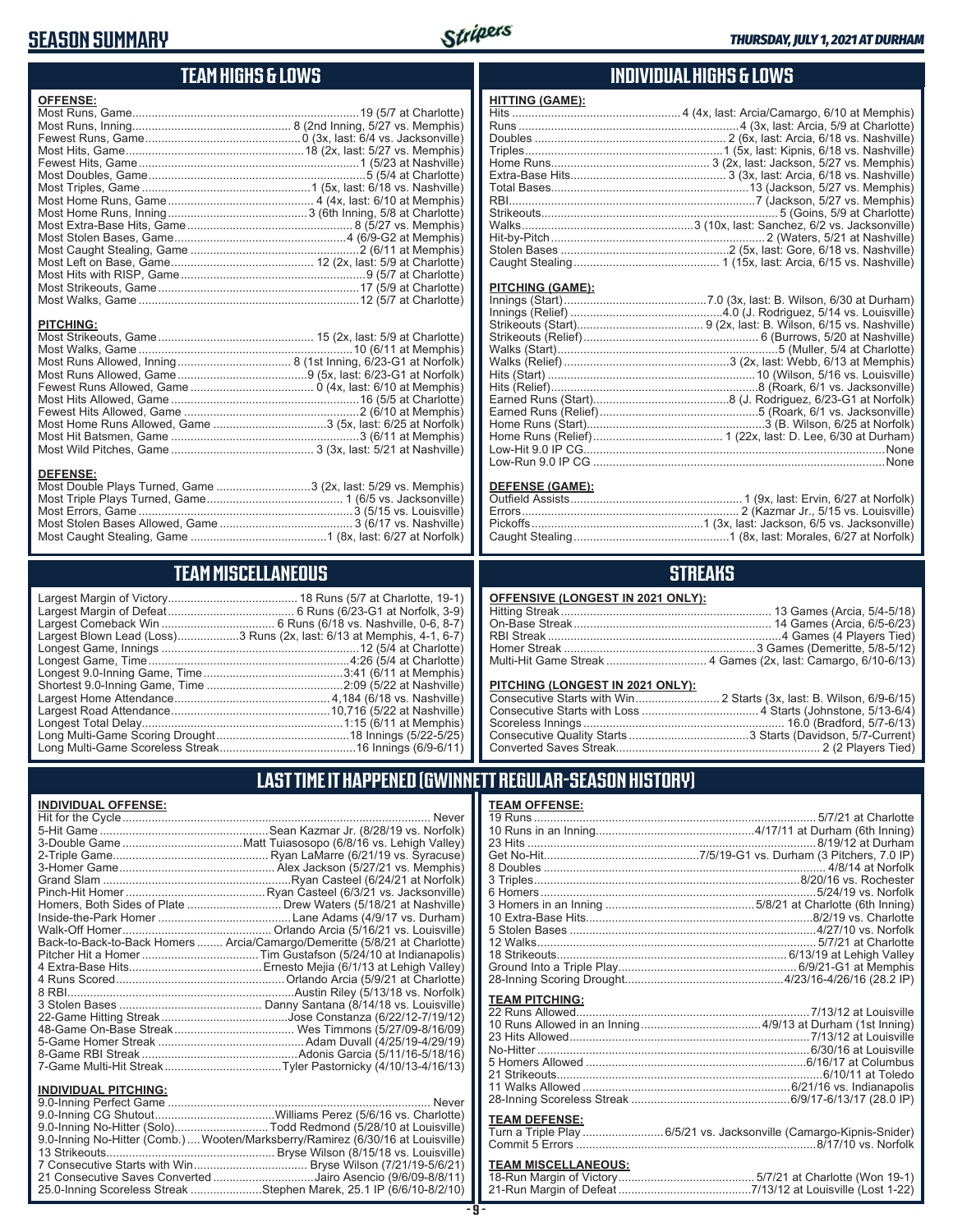# SEASON SUMMARY

## TEAM HIGHS & LOWS

**OFFENSE:**

| | |
|---|---|
| Most Runs, Game | 19 (5/7 at Charlotte) |
| Most Runs, Inning | 8 (2nd Inning, 5/27 vs. Memphis) |
| Fewest Runs, Game | 0 (3x, last: 6/4 vs. Jacksonville) |
| Most Hits, Game | 18 (2x, last: 5/27 vs. Memphis) |
| Fewest Hits, Game | 1 (5/23 at Nashville) |
| Most Doubles, Game | 5 (5/4 at Charlotte) |
| Most Triples, Game | 1 (5x, last: 6/18 vs. Nashville) |
| Most Home Runs, Game | 4 (4x, last: 6/10 at Memphis) |
| Most Home Runs, Inning | 3 (6th Inning, 5/8 at Charlotte) |
| Most Extra-Base Hits, Game | 8 (5/27 vs. Memphis) |
| Most Stolen Bases, Game | 4 (6/9-G2 at Memphis) |
| Most Caught Stealing, Game | 2 (6/11 at Memphis) |
| Most Left on Base, Game | 12 (2x, last: 5/9 at Charlotte) |
| Most Hits with RISP, Game | 9 (5/7 at Charlotte) |
| Most Strikeouts, Game | 17 (5/9 at Charlotte) |
| Most Walks, Game | 12 (5/7 at Charlotte) |

**PITCHING:**

| | |
|---|---|
| Most Strikeouts, Game | 15 (2x, last: 5/9 at Charlotte) |
| Most Walks, Game | 10 (6/11 at Memphis) |
| Most Runs Allowed, Inning | 8 (1st Inning, 6/23-G1 at Norfolk) |
| Most Runs Allowed, Game | 9 (5x, last: 6/23-G1 at Norfolk) |
| Fewest Runs Allowed, Game | 0 (4x, last: 6/10 at Memphis) |
| Most Hits Allowed, Game | 16 (5/5 at Charlotte) |
| Fewest Hits Allowed, Game | 2 (6/10 at Memphis) |
| Most Home Runs Allowed, Game | 3 (5x, last: 6/25 at Norfolk) |
| Most Hit Batsmen, Game | 3 (6/11 at Memphis) |
| Most Wild Pitches, Game | 3 (3x, last: 5/21 at Nashville) |

**DEFENSE:**

| | |
|---|---|
| Most Double Plays Turned, Game | 3 (2x, last: 5/29 vs. Memphis) |
| Most Triple Plays Turned, Game | 1 (6/5 vs. Jacksonville) |
| Most Errors, Game | 3 (5/15 vs. Louisville) |
| Most Stolen Bases Allowed, Game | 3 (6/17 vs. Nashville) |
| Most Caught Stealing, Game | 1 (8x, last: 6/27 at Norfolk) |

## INDIVIDUAL HIGHS & LOWS

**HITTING (GAME):**

| | |
|---|---|
| Hits | 4 (4x, last: Arcia/Camargo, 6/10 at Memphis) |
| Runs | 4 (3x, last: Arcia, 5/9 at Charlotte) |
| Doubles | 2 (6x, last: Arcia, 6/18 vs. Nashville) |
| Triples | 1 (5x, last: Kipnis, 6/18 vs. Nashville) |
| Home Runs | 3 (2x, last: Jackson, 5/27 vs. Memphis) |
| Extra-Base Hits | 3 (3x, last: Arcia, 6/18 vs. Nashville) |
| Total Bases | 13 (Jackson, 5/27 vs. Memphis) |
| RBI | 7 (Jackson, 5/27 vs. Memphis) |
| Strikeouts | 5 (Goins, 5/9 at Charlotte) |
| Walks | 3 (10x, last: Sanchez, 6/2 vs. Jacksonville) |
| Hit-by-Pitch | 2 (Waters, 5/21 at Nashville) |
| Stolen Bases | 2 (5x, last: Gore, 6/18 vs. Nashville) |
| Caught Stealing | 1 (15x, last: Arcia, 6/15 vs. Nashville) |

**PITCHING (GAME):**

| | |
|---|---|
| Innings (Start) | 7.0 (3x, last: B. Wilson, 6/30 at Durham) |
| Innings (Relief) | 4.0 (J. Rodriguez, 5/14 vs. Louisville) |
| Strikeouts (Start) | 9 (2x, last: B. Wilson, 6/15 vs. Nashville) |
| Strikeouts (Relief) | 6 (Burrows, 5/20 at Nashville) |
| Walks (Start) | 5 (Muller, 5/4 at Charlotte) |
| Walks (Relief) | 3 (2x, last: Webb, 6/13 at Memphis) |
| Hits (Start) | 10 (Wilson, 5/16 vs. Louisville) |
| Hits (Relief) | 8 (Roark, 6/1 vs. Jacksonville) |
| Earned Runs (Start) | 8 (J. Rodriguez, 6/23-G1 at Norfolk) |
| Earned Runs (Relief) | 5 (Roark, 6/1 vs. Jacksonville) |
| Home Runs (Start) | 3 (B. Wilson, 6/25 at Norfolk) |
| Home Runs (Relief) | 1 (22x, last: D. Lee, 6/30 at Durham) |
| Low-Hit 9.0 IP CG | None |
| Low-Run 9.0 IP CG | None |

**DEFENSE (GAME):**

| | |
|---|---|
| Outfield Assists | 1 (9x, last: Ervin, 6/27 at Norfolk) |
| Errors | 2 (Kazmar Jr., 5/15 vs. Louisville) |
| Pickoffs | 1 (3x, last: Jackson, 6/5 vs. Jacksonville) |
| Caught Stealing | 1 (8x, last: Morales, 6/27 at Norfolk) |

## TEAM MISCELLANEOUS

| | |
|---|---|
| Largest Margin of Victory | 18 Runs (5/7 at Charlotte, 19-1) |
| Largest Margin of Defeat | 6 Runs (6/23-G1 at Norfolk, 3-9) |
| Largest Comeback Win | 6 Runs (6/18 vs. Nashville, 0-6, 8-7) |
| Largest Blown Lead (Loss) | 3 Runs (2x, last: 6/13 at Memphis, 4-1, 6-7) |
| Longest Game, Innings | 12 (5/4 at Charlotte) |
| Longest Game, Time | 4:26 (5/4 at Charlotte) |
| Longest 9.0-Inning Game, Time | 3:41 (6/11 at Memphis) |
| Shortest 9.0-Inning Game, Time | 2:09 (5/22 at Nashville) |
| Largest Home Attendance | 4,184 (6/18 vs. Nashville) |
| Largest Road Attendance | 10,716 (5/22 at Nashville) |
| Longest Total Delay | 1:15 (6/11 at Memphis) |
| Long Multi-Game Scoring Drought | 18 Innings (5/22-5/25) |
| Long Multi-Game Scoreless Streak | 16 Innings (6/9-6/11) |

## STREAKS

**OFFENSIVE (LONGEST IN 2021 ONLY):**

| | |
|---|---|
| Hitting Streak | 13 Games (Arcia, 5/4-5/18) |
| On-Base Streak | 14 Games (Arcia, 6/5-6/23) |
| RBI Streak | 4 Games (4 Players Tied) |
| Homer Streak | 3 Games (Demeritte, 5/8-5/12) |
| Multi-Hit Game Streak | 4 Games (2x, last: Camargo, 6/10-6/13) |

**PITCHING (LONGEST IN 2021 ONLY):**

| | |
|---|---|
| Consecutive Starts with Win | 2 Starts (3x, last: B. Wilson, 6/9-6/15) |
| Consecutive Starts with Loss | 4 Starts (Johnstone, 5/13-6/4) |
| Scoreless Innings | 16.0 (Bradford, 5/7-6/13) |
| Consecutive Quality Starts | 3 Starts (Davidson, 5/7-Current) |
| Converted Saves Streak | 2 (2 Players Tied) |

## LAST TIME IT HAPPENED (GWINNETT REGULAR-SEASON HISTORY)

**INDIVIDUAL OFFENSE:**

| | |
|---|---|
| Hit for the Cycle | Never |
| 5-Hit Game | Sean Kazmar Jr. (8/28/19 vs. Norfolk) |
| 3-Double Game | Matt Tuiasosopo (6/8/16 vs. Lehigh Valley) |
| 2-Triple Game | Ryan LaMarre (6/21/19 vs. Syracuse) |
| 3-Homer Game | Alex Jackson (5/27/21 vs. Memphis) |
| Grand Slam | Ryan Casteel (6/24/21 at Norfolk) |
| Pinch-Hit Homer | Ryan Casteel (6/3/21 vs. Jacksonville) |
| Homers, Both Sides of Plate | Drew Waters (5/18/21 at Nashville) |
| Inside-the-Park Homer | Lane Adams (4/9/17 vs. Durham) |
| Walk-Off Homer | Orlando Arcia (5/16/21 vs. Louisville) |
| Back-to-Back-to-Back Homers | Arcia/Camargo/Demeritte (5/8/21 at Charlotte) |
| Pitcher Hit a Homer | Tim Gustafson (5/24/10 at Indianapolis) |
| 4 Extra-Base Hits | Ernesto Mejia (6/1/13 at Lehigh Valley) |
| 4 Runs Scored | Orlando Arcia (5/9/21 at Charlotte) |
| 8 RBI | Austin Riley (5/13/18 vs. Norfolk) |
| 3 Stolen Bases | Danny Santana (8/14/18 vs. Louisville) |
| 22-Game Hitting Streak | Jose Constanza (6/22/12-7/19/12) |
| 48-Game On-Base Streak | Wes Timmons (5/27/09-8/16/09) |
| 5-Game Homer Streak | Adam Duvall (4/25/19-4/29/19) |
| 8-Game RBI Streak | Adonis Garcia (5/11/16-5/18/16) |
| 7-Game Multi-Hit Streak | Tyler Pastornicky (4/10/13-4/16/13) |

**INDIVIDUAL PITCHING:**

| | |
|---|---|
| 9.0-Inning Perfect Game | Never |
| 9.0-Inning CG Shutout | Williams Perez (5/6/16 vs. Charlotte) |
| 9.0-Inning No-Hitter (Solo) | Todd Redmond (5/28/10 at Louisville) |
| 9.0-Inning No-Hitter (Comb.) | Wooten/Marksberry/Ramirez (6/30/16 at Louisville) |
| 13 Strikeouts | Bryse Wilson (8/15/18 vs. Louisville) |
| 7 Consecutive Starts with Win | Bryse Wilson (7/21/19-5/6/21) |
| 21 Consecutive Saves Converted | Jairo Asencio (9/6/09-8/8/11) |
| 25.0-Inning Scoreless Streak | Stephen Marek, 25.1 IP (6/6/10-8/2/10) |

**TEAM OFFENSE:**

| | |
|---|---|
| 19 Runs | 5/7/21 at Charlotte |
| 10 Runs in an Inning | 4/17/11 at Durham (6th Inning) |
| 23 Hits | 8/19/12 at Durham |
| Get No-Hit | 7/5/19-G1 vs. Durham (3 Pitchers, 7.0 IP) |
| 8 Doubles | 4/8/14 at Norfolk |
| 3 Triples | 8/20/16 vs. Rochester |
| 6 Homers | 5/24/19 vs. Norfolk |
| 3 Homers in an Inning | 5/8/21 at Charlotte (6th Inning) |
| 10 Extra-Base Hits | 8/2/19 vs. Charlotte |
| 5 Stolen Bases | 4/27/10 vs. Norfolk |
| 12 Walks | 5/7/21 at Charlotte |
| 18 Strikeouts | 6/13/19 at Lehigh Valley |
| Ground Into a Triple Play | 6/9/21-G1 at Memphis |
| 28-Inning Scoring Drought | 4/23/16-4/26/16 (28.2 IP) |

**TEAM PITCHING:**

| | |
|---|---|
| 22 Runs Allowed | 7/13/12 at Louisville |
| 10 Runs Allowed in an Inning | 4/9/13 at Durham (1st Inning) |
| 23 Hits Allowed | 7/13/12 at Louisville |
| No-Hitter | 6/30/16 at Louisville |
| 5 Homers Allowed | 6/16/17 at Columbus |
| 21 Strikeouts | 6/10/11 at Toledo |
| 11 Walks Allowed | 6/21/16 vs. Indianapolis |
| 28-Inning Scoreless Streak | 6/9/17-6/13/17 (28.0 IP) |

**TEAM DEFENSE:**

| | |
|---|---|
| Turn a Triple Play | 6/5/21 vs. Jacksonville (Camargo-Kipnis-Snider) |
| Commit 5 Errors | 8/17/10 vs. Norfolk |

**TEAM MISCELLANEOUS:**

| | |
|---|---|
| 18-Run Margin of Victory | 5/7/21 at Charlotte (Won 19-1) |
| 21-Run Margin of Defeat | 7/13/12 at Louisville (Lost 1-22) |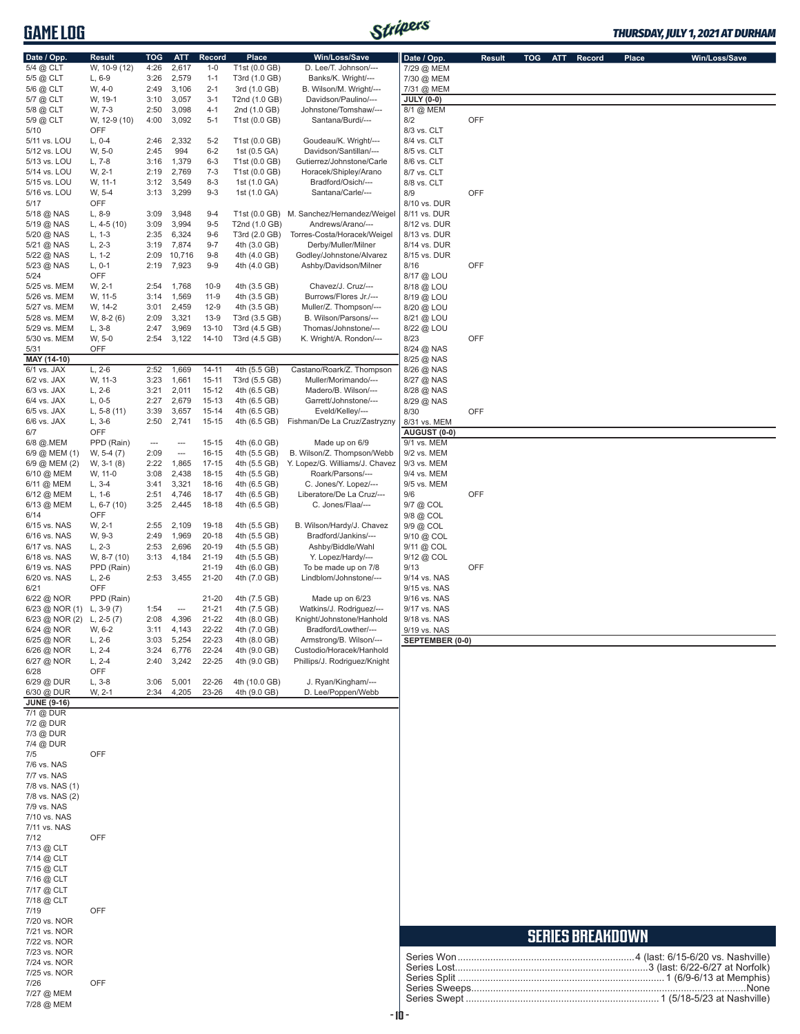# GAME LOG

*THURSDAY, JULY 1, 2021 AT DURHAM*

| Date / Opp. | Result | TOG | ATT | Record | Place | Win/Loss/Save |
|---|---|---|---|---|---|---|
| 5/4 @ CLT | W, 10-9 (12) | 4:26 | 2,617 | 1-0 | T1st (0.0 GB) | D. Lee/T. Johnson/--- |
| 5/5 @ CLT | L, 6-9 | 3:26 | 2,579 | 1-1 | T3rd (1.0 GB) | Banks/K. Wright/--- |
| 5/6 @ CLT | W, 4-0 | 2:49 | 3,106 | 2-1 | 3rd (1.0 GB) | B. Wilson/M. Wright/--- |
| 5/7 @ CLT | W, 19-1 | 3:10 | 3,057 | 3-1 | T2nd (1.0 GB) | Davidson/Paulino/--- |
| 5/8 @ CLT | W, 7-3 | 2:50 | 3,098 | 4-1 | 2nd (1.0 GB) | Johnstone/Tomshaw/--- |
| 5/9 @ CLT | W, 12-9 (10) | 4:00 | 3,092 | 5-1 | T1st (0.0 GB) | Santana/Burdi/--- |
| 5/10 | OFF | | | | | |
| 5/11 vs. LOU | L, 0-4 | 2:46 | 2,332 | 5-2 | T1st (0.0 GB) | Goudeau/K. Wright/--- |
| 5/12 vs. LOU | W, 5-0 | 2:45 | 994 | 6-2 | 1st (0.5 GA) | Davidson/Santillan/--- |
| 5/13 vs. LOU | L, 7-8 | 3:16 | 1,379 | 6-3 | T1st (0.0 GB) | Gutierrez/Johnstone/Carle |
| 5/14 vs. LOU | W, 2-1 | 2:19 | 2,769 | 7-3 | T1st (0.0 GB) | Horacek/Shipley/Arano |
| 5/15 vs. LOU | W, 11-1 | 3:12 | 3,549 | 8-3 | 1st (1.0 GA) | Bradford/Osich/--- |
| 5/16 vs. LOU | W, 5-4 | 3:13 | 3,299 | 9-3 | 1st (1.0 GA) | Santana/Carle/--- |
| 5/17 | OFF | | | | | |
| 5/18 @ NAS | L, 8-9 | 3:09 | 3,948 | 9-4 | T1st (0.0 GB) | M. Sanchez/Hernandez/Weigel |
| 5/19 @ NAS | L, 4-5 (10) | 3:09 | 3,994 | 9-5 | T2nd (1.0 GB) | Andrews/Arano/--- |
| 5/20 @ NAS | L, 1-3 | 2:35 | 6,324 | 9-6 | T3rd (2.0 GB) | Torres-Costa/Horacek/Weigel |
| 5/21 @ NAS | L, 2-3 | 3:19 | 7,874 | 9-7 | 4th (3.0 GB) | Derby/Muller/Milner |
| 5/22 @ NAS | L, 1-2 | 2:09 | 10,716 | 9-8 | 4th (4.0 GB) | Godley/Johnstone/Alvarez |
| 5/23 @ NAS | L, 0-1 | 2:19 | 7,923 | 9-9 | 4th (4.0 GB) | Ashby/Davidson/Milner |
| 5/24 | OFF | | | | | |
| 5/25 vs. MEM | W, 2-1 | 2:54 | 1,768 | 10-9 | 4th (3.5 GB) | Chavez/J. Cruz/--- |
| 5/26 vs. MEM | W, 11-5 | 3:14 | 1,569 | 11-9 | 4th (3.5 GB) | Burrows/Flores Jr./--- |
| 5/27 vs. MEM | W, 14-2 | 3:01 | 2,459 | 12-9 | 4th (3.5 GB) | Muller/Z. Thompson/--- |
| 5/28 vs. MEM | W, 8-2 (6) | 2:09 | 3,321 | 13-9 | T3rd (3.5 GB) | B. Wilson/Parsons/--- |
| 5/29 vs. MEM | L, 3-8 | 2:47 | 3,969 | 13-10 | T3rd (4.5 GB) | Thomas/Johnstone/--- |
| 5/30 vs. MEM | W, 5-0 | 2:54 | 3,122 | 14-10 | T3rd (4.5 GB) | K. Wright/A. Rondon/--- |
| 5/31 | OFF | | | | | |
| **MAY (14-10)** | | | | | | |
| 6/1 vs. JAX | L, 2-6 | 2:52 | 1,669 | 14-11 | 4th (5.5 GB) | Castano/Roark/Z. Thompson |
| 6/2 vs. JAX | W, 11-3 | 3:23 | 1,661 | 15-11 | T3rd (5.5 GB) | Muller/Morimando/--- |
| 6/3 vs. JAX | L, 2-6 | 3:21 | 2,011 | 15-12 | 4th (6.5 GB) | Madero/B. Wilson/--- |
| 6/4 vs. JAX | L, 0-5 | 2:27 | 2,679 | 15-13 | 4th (6.5 GB) | Garrett/Johnstone/--- |
| 6/5 vs. JAX | L, 5-8 (11) | 3:39 | 3,657 | 15-14 | 4th (6.5 GB) | Eveld/Kelley/--- |
| 6/6 vs. JAX | L, 3-6 | 2:50 | 2,741 | 15-15 | 4th (6.5 GB) | Fishman/De La Cruz/Zastryzny |
| 6/7 | OFF | | | | | |
| 6/8 @ MEM | PPD (Rain) | --- | --- | 15-15 | 4th (6.0 GB) | Made up on 6/9 |
| 6/9 @ MEM (1) | W, 5-4 (7) | 2:09 | --- | 16-15 | 4th (5.5 GB) | B. Wilson/Z. Thompson/Webb |
| 6/9 @ MEM (2) | W, 3-1 (8) | 2:22 | 1,865 | 17-15 | 4th (5.5 GB) | Y. Lopez/G. Williams/J. Chavez |
| 6/10 @ MEM | W, 11-0 | 3:08 | 2,438 | 18-15 | 4th (5.5 GB) | Roark/Parsons/--- |
| 6/11 @ MEM | L, 3-4 | 3:41 | 3,321 | 18-16 | 4th (6.5 GB) | C. Jones/Y. Lopez/--- |
| 6/12 @ MEM | L, 1-6 | 2:51 | 4,746 | 18-17 | 4th (6.5 GB) | Liberatore/De La Cruz/--- |
| 6/13 @ MEM | L, 6-7 (10) | 3:25 | 2,445 | 18-18 | 4th (6.5 GB) | C. Jones/Flaa/--- |
| 6/14 | OFF | | | | | |
| 6/15 vs. NAS | W, 2-1 | 2:55 | 2,109 | 19-18 | 4th (5.5 GB) | B. Wilson/Hardy/J. Chavez |
| 6/16 vs. NAS | W, 9-3 | 2:49 | 1,969 | 20-18 | 4th (5.5 GB) | Bradford/Jankins/--- |
| 6/17 vs. NAS | L, 2-3 | 2:53 | 2,696 | 20-19 | 4th (5.5 GB) | Ashby/Biddle/Wahl |
| 6/18 vs. NAS | W, 8-7 (10) | 3:13 | 4,184 | 21-19 | 4th (5.5 GB) | Y. Lopez/Hardy/--- |
| 6/19 vs. NAS | PPD (Rain) | | | 21-19 | 4th (6.0 GB) | To be made up on 7/8 |
| 6/20 vs. NAS | L, 2-6 | 2:53 | 3,455 | 21-20 | 4th (7.0 GB) | Lindblom/Johnstone/--- |
| 6/21 | OFF | | | | | |
| 6/22 @ NOR | PPD (Rain) | | | 21-20 | 4th (7.5 GB) | Made up on 6/23 |
| 6/23 @ NOR (1) | L, 3-9 (7) | 1:54 | --- | 21-21 | 4th (7.5 GB) | Watkins/J. Rodriguez/--- |
| 6/23 @ NOR (2) | L, 2-5 (7) | 2:08 | 4,396 | 21-22 | 4th (8.0 GB) | Knight/Johnstone/Hanhold |
| 6/24 @ NOR | W, 6-2 | 3:11 | 4,143 | 22-22 | 4th (7.0 GB) | Bradford/Lowther/--- |
| 6/25 @ NOR | L, 2-6 | 3:03 | 5,254 | 22-23 | 4th (8.0 GB) | Armstrong/B. Wilson/--- |
| 6/26 @ NOR | L, 2-4 | 3:24 | 6,776 | 22-24 | 4th (9.0 GB) | Custodio/Horacek/Hanhold |
| 6/27 @ NOR | L, 2-4 | 2:40 | 3,242 | 22-25 | 4th (9.0 GB) | Phillips/J. Rodriguez/Knight |
| 6/28 | OFF | | | | | |
| 6/29 @ DUR | L, 3-8 | 3:06 | 5,001 | 22-26 | 4th (10.0 GB) | J. Ryan/Kingham/--- |
| 6/30 @ DUR | W, 2-1 | 2:34 | 4,205 | 23-26 | 4th (9.0 GB) | D. Lee/Poppen/Webb |
| **JUNE (9-16)** | | | | | | |
| 7/1 @ DUR | | | | | | |
| 7/2 @ DUR | | | | | | |
| 7/3 @ DUR | | | | | | |
| 7/4 @ DUR | | | | | | |
| 7/5 | OFF | | | | | |
| 7/6 vs. NAS | | | | | | |
| 7/7 vs. NAS | | | | | | |
| 7/8 vs. NAS (1) | | | | | | |
| 7/8 vs. NAS (2) | | | | | | |
| 7/9 vs. NAS | | | | | | |
| 7/10 vs. NAS | | | | | | |
| 7/11 vs. NAS | | | | | | |
| 7/12 | OFF | | | | | |
| 7/13 @ CLT | | | | | | |
| 7/14 @ CLT | | | | | | |
| 7/15 @ CLT | | | | | | |
| 7/16 @ CLT | | | | | | |
| 7/17 @ CLT | | | | | | |
| 7/18 @ CLT | | | | | | |
| 7/19 | OFF | | | | | |
| 7/20 vs. NOR | | | | | | |
| 7/21 vs. NOR | | | | | | |
| 7/22 vs. NOR | | | | | | |
| 7/23 vs. NOR | | | | | | |
| 7/24 vs. NOR | | | | | | |
| 7/25 vs. NOR | | | | | | |
| 7/26 | OFF | | | | | |
| 7/27 @ MEM | | | | | | |
| 7/28 @ MEM | | | | | | |
| 7/29 @ MEM | | | | | | |
| 7/30 @ MEM | | | | | | |
| 7/31 @ MEM | | | | | | |
| **JULY (0-0)** | | | | | | |
| 8/1 @ MEM | | | | | | |
| 8/2 | OFF | | | | | |
| 8/3 vs. CLT | | | | | | |
| 8/4 vs. CLT | | | | | | |
| 8/5 vs. CLT | | | | | | |
| 8/6 vs. CLT | | | | | | |
| 8/7 vs. CLT | | | | | | |
| 8/8 vs. CLT | | | | | | |
| 8/9 | OFF | | | | | |
| 8/10 vs. DUR | | | | | | |
| 8/11 vs. DUR | | | | | | |
| 8/12 vs. DUR | | | | | | |
| 8/13 vs. DUR | | | | | | |
| 8/14 vs. DUR | | | | | | |
| 8/15 vs. DUR | | | | | | |
| 8/16 | OFF | | | | | |
| 8/17 @ LOU | | | | | | |
| 8/18 @ LOU | | | | | | |
| 8/19 @ LOU | | | | | | |
| 8/20 @ LOU | | | | | | |
| 8/21 @ LOU | | | | | | |
| 8/22 @ LOU | | | | | | |
| 8/23 | OFF | | | | | |
| 8/24 @ NAS | | | | | | |
| 8/25 @ NAS | | | | | | |
| 8/26 @ NAS | | | | | | |
| 8/27 @ NAS | | | | | | |
| 8/28 @ NAS | | | | | | |
| 8/29 @ NAS | | | | | | |
| 8/30 | OFF | | | | | |
| 8/31 vs. MEM | | | | | | |
| **AUGUST (0-0)** | | | | | | |
| 9/1 vs. MEM | | | | | | |
| 9/2 vs. MEM | | | | | | |
| 9/3 vs. MEM | | | | | | |
| 9/4 vs. MEM | | | | | | |
| 9/5 vs. MEM | | | | | | |
| 9/6 | OFF | | | | | |
| 9/7 @ COL | | | | | | |
| 9/8 @ COL | | | | | | |
| 9/9 @ COL | | | | | | |
| 9/10 @ COL | | | | | | |
| 9/11 @ COL | | | | | | |
| 9/12 @ COL | | | | | | |
| 9/13 | OFF | | | | | |
| 9/14 vs. NAS | | | | | | |
| 9/15 vs. NAS | | | | | | |
| 9/16 vs. NAS | | | | | | |
| 9/17 vs. NAS | | | | | | |
| 9/18 vs. NAS | | | | | | |
| 9/19 vs. NAS | | | | | | |
| **SEPTEMBER (0-0)** | | | | | | |

## SERIES BREAKDOWN

Series Won.................................................4 (last: 6/15-6/20 vs. Nashville)
Series Lost.......................................................3 (last: 6/22-6/27 at Norfolk)
Series Split ............................................................1 (6/9-6/13 at Memphis)
Series Sweeps.....................................................................................None
Series Swept .......................................................1 (5/18-5/23 at Nashville)